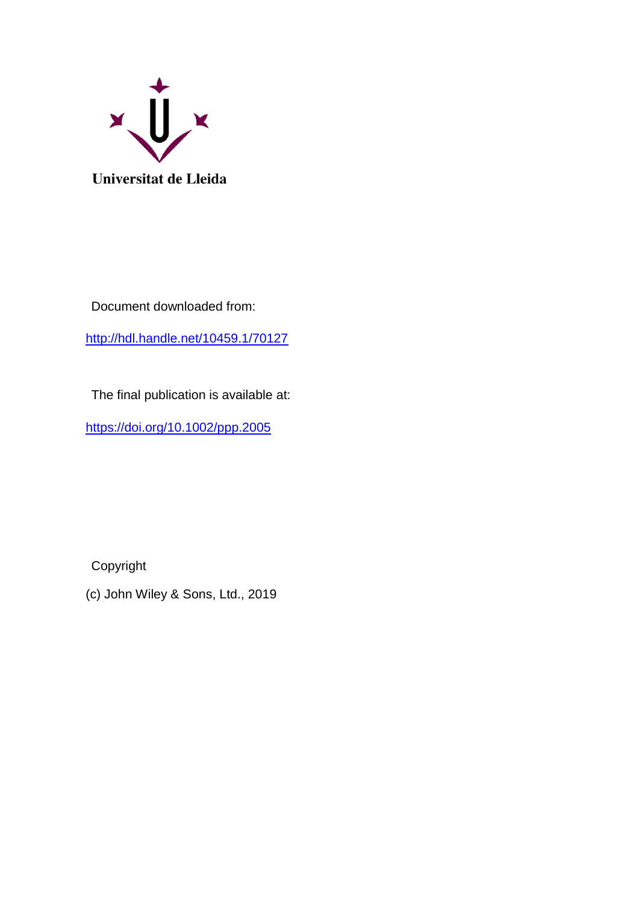Universitat de Lleida

Document downloaded from:

http://hdl.handle.net/10459.1/70127

The final publication is available at:

https://doi.org/10.1002/ppp.2005

Copyright

(c) John Wiley & Sons, Ltd., 2019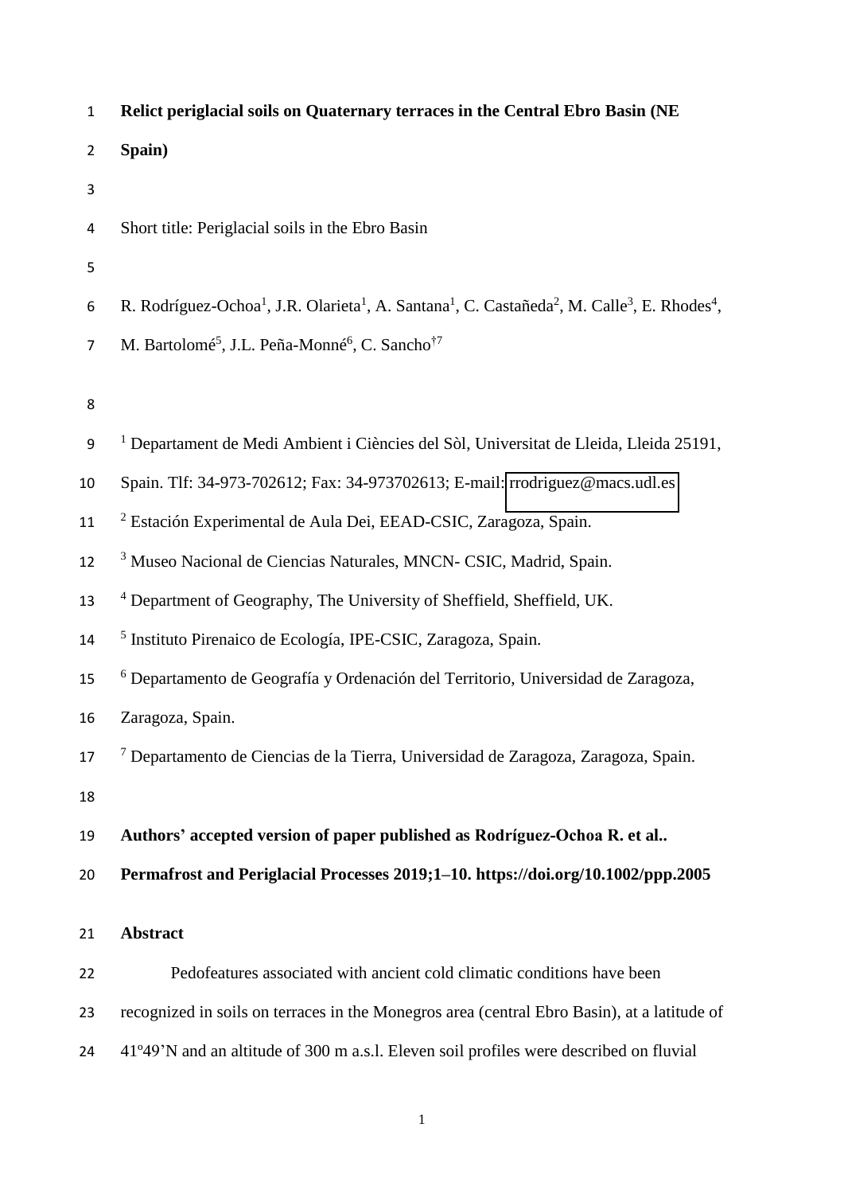**Relict periglacial soils on Quaternary terraces in the Central Ebro Basin (NE Spain)**

Short title: Periglacial soils in the Ebro Basin

R. Rodríguez-Ochoa[1], J.R. Olarieta[1], A. Santana[1], C. Castañeda[2], M. Calle[3], E. Rhodes[4], M. Bartolomé[5], J.L. Peña-Monné[6], C. Sancho[†7]

[1] Departament de Medi Ambient i Ciències del Sòl, Universitat de Lleida, Lleida 25191, Spain. Tlf: 34-973-702612; Fax: 34-973702613; E-mail: rrodriguez@macs.udl.es

[2] Estación Experimental de Aula Dei, EEAD-CSIC, Zaragoza, Spain.

[3] Museo Nacional de Ciencias Naturales, MNCN- CSIC, Madrid, Spain.

[4] Department of Geography, The University of Sheffield, Sheffield, UK.

[5] Instituto Pirenaico de Ecología, IPE-CSIC, Zaragoza, Spain.

[6] Departamento de Geografía y Ordenación del Territorio, Universidad de Zaragoza, Zaragoza, Spain.

[7] Departamento de Ciencias de la Tierra, Universidad de Zaragoza, Zaragoza, Spain.

**Authors' accepted version of paper published as Rodríguez-Ochoa R. et al.. Permafrost and Periglacial Processes 2019;1–10. https://doi.org/10.1002/ppp.2005**

**Abstract**

Pedofeatures associated with ancient cold climatic conditions have been recognized in soils on terraces in the Monegros area (central Ebro Basin), at a latitude of 41º49'N and an altitude of 300 m a.s.l. Eleven soil profiles were described on fluvial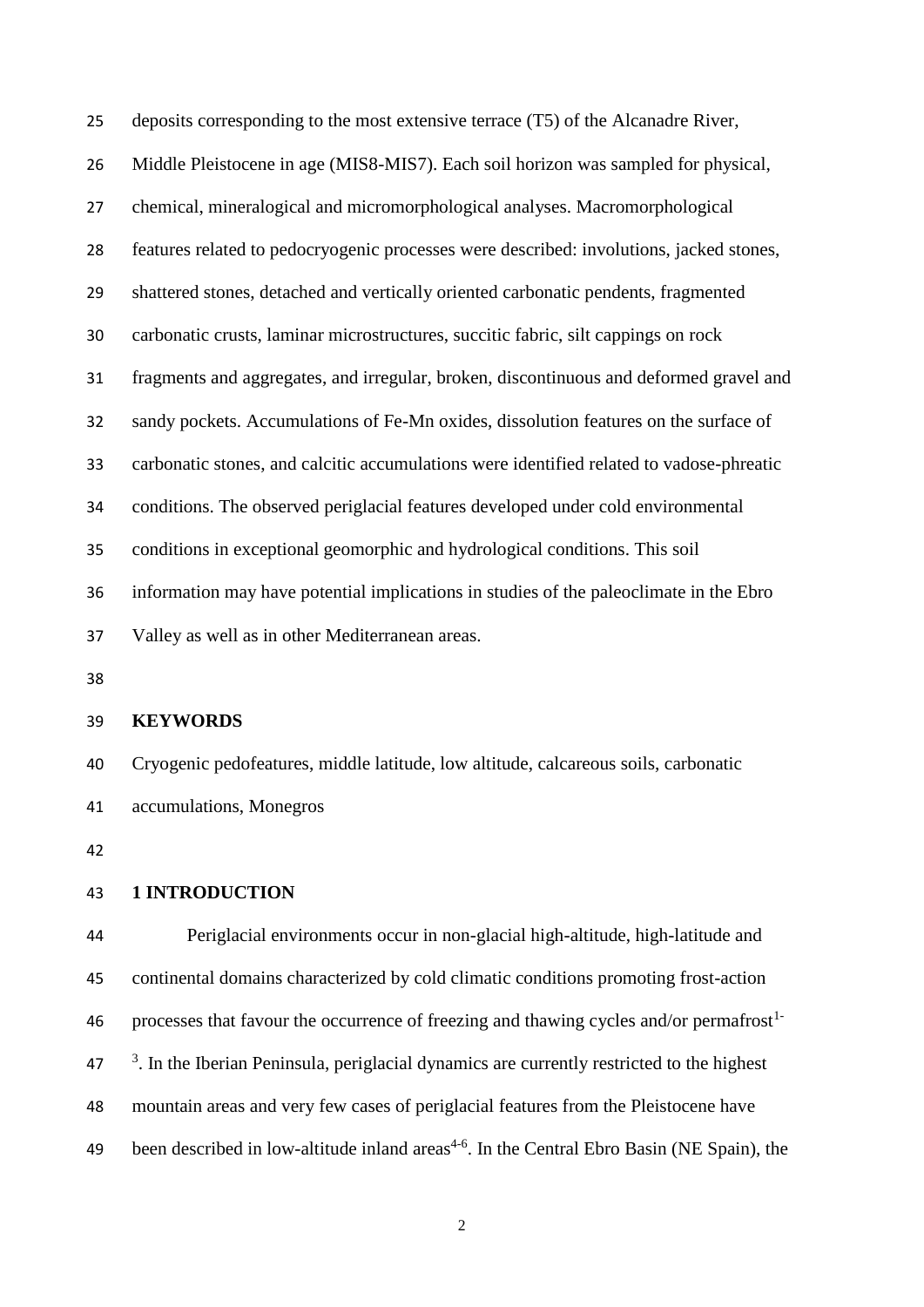deposits corresponding to the most extensive terrace (T5) of the Alcanadre River, Middle Pleistocene in age (MIS8-MIS7). Each soil horizon was sampled for physical, chemical, mineralogical and micromorphological analyses. Macromorphological features related to pedocryogenic processes were described: involutions, jacked stones, shattered stones, detached and vertically oriented carbonatic pendents, fragmented carbonatic crusts, laminar microstructures, succitic fabric, silt cappings on rock fragments and aggregates, and irregular, broken, discontinuous and deformed gravel and sandy pockets. Accumulations of Fe-Mn oxides, dissolution features on the surface of carbonatic stones, and calcitic accumulations were identified related to vadose-phreatic conditions. The observed periglacial features developed under cold environmental conditions in exceptional geomorphic and hydrological conditions. This soil information may have potential implications in studies of the paleoclimate in the Ebro Valley as well as in other Mediterranean areas.

**KEYWORDS**

Cryogenic pedofeatures, middle latitude, low altitude, calcareous soils, carbonatic accumulations, Monegros

## 1 INTRODUCTION

Periglacial environments occur in non-glacial high-altitude, high-latitude and continental domains characterized by cold climatic conditions promoting frost-action processes that favour the occurrence of freezing and thawing cycles and/or permafrost[1-3]. In the Iberian Peninsula, periglacial dynamics are currently restricted to the highest mountain areas and very few cases of periglacial features from the Pleistocene have been described in low-altitude inland areas[4-6]. In the Central Ebro Basin (NE Spain), the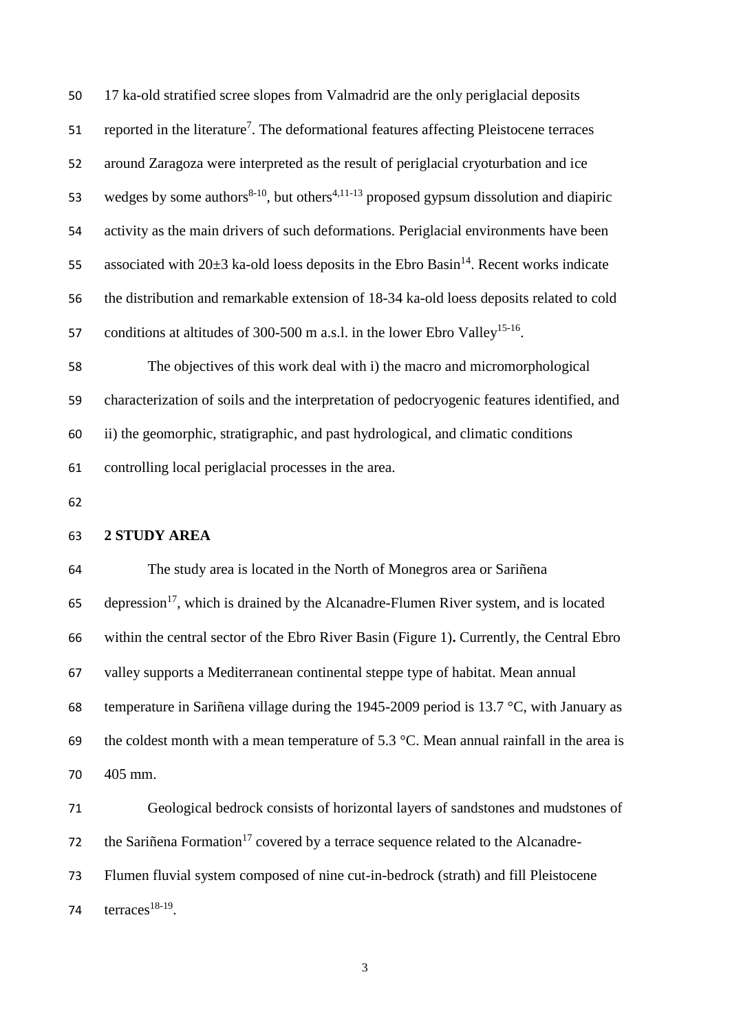17 ka-old stratified scree slopes from Valmadrid are the only periglacial deposits reported in the literature[7]. The deformational features affecting Pleistocene terraces around Zaragoza were interpreted as the result of periglacial cryoturbation and ice wedges by some authors[8-10], but others[4,11-13] proposed gypsum dissolution and diapiric activity as the main drivers of such deformations. Periglacial environments have been associated with 20±3 ka-old loess deposits in the Ebro Basin[14]. Recent works indicate the distribution and remarkable extension of 18-34 ka-old loess deposits related to cold conditions at altitudes of 300-500 m a.s.l. in the lower Ebro Valley[15-16].

The objectives of this work deal with i) the macro and micromorphological characterization of soils and the interpretation of pedocryogenic features identified, and ii) the geomorphic, stratigraphic, and past hydrological, and climatic conditions controlling local periglacial processes in the area.

## 2 STUDY AREA

The study area is located in the North of Monegros area or Sariñena depression[17], which is drained by the Alcanadre-Flumen River system, and is located within the central sector of the Ebro River Basin (Figure 1). Currently, the Central Ebro valley supports a Mediterranean continental steppe type of habitat. Mean annual temperature in Sariñena village during the 1945-2009 period is 13.7 °C, with January as the coldest month with a mean temperature of 5.3 °C. Mean annual rainfall in the area is 405 mm.

Geological bedrock consists of horizontal layers of sandstones and mudstones of the Sariñena Formation[17] covered by a terrace sequence related to the Alcanadre-Flumen fluvial system composed of nine cut-in-bedrock (strath) and fill Pleistocene terraces[18-19].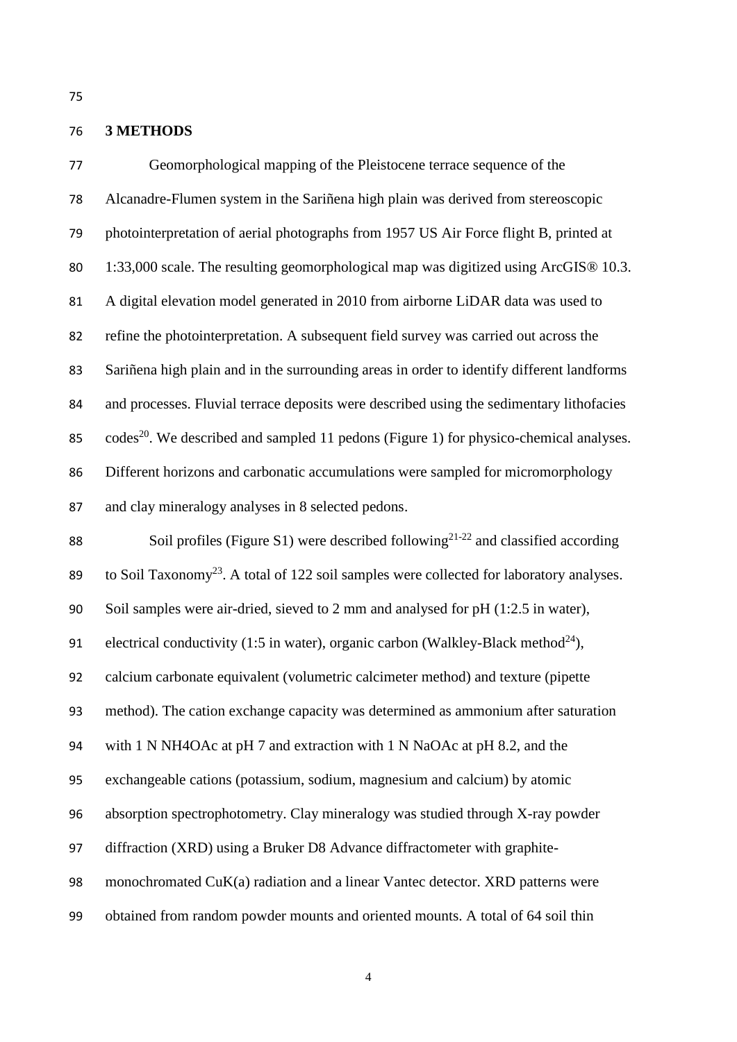## 3 METHODS

Geomorphological mapping of the Pleistocene terrace sequence of the Alcanadre-Flumen system in the Sariñena high plain was derived from stereoscopic photointerpretation of aerial photographs from 1957 US Air Force flight B, printed at 1:33,000 scale. The resulting geomorphological map was digitized using ArcGIS® 10.3. A digital elevation model generated in 2010 from airborne LiDAR data was used to refine the photointerpretation. A subsequent field survey was carried out across the Sariñena high plain and in the surrounding areas in order to identify different landforms and processes. Fluvial terrace deposits were described using the sedimentary lithofacies codes[20]. We described and sampled 11 pedons (Figure 1) for physico-chemical analyses. Different horizons and carbonatic accumulations were sampled for micromorphology and clay mineralogy analyses in 8 selected pedons.

Soil profiles (Figure S1) were described following[21-22] and classified according to Soil Taxonomy[23]. A total of 122 soil samples were collected for laboratory analyses. Soil samples were air-dried, sieved to 2 mm and analysed for pH (1:2.5 in water), electrical conductivity (1:5 in water), organic carbon (Walkley-Black method[24]), calcium carbonate equivalent (volumetric calcimeter method) and texture (pipette method). The cation exchange capacity was determined as ammonium after saturation with 1 N NH4OAc at pH 7 and extraction with 1 N NaOAc at pH 8.2, and the exchangeable cations (potassium, sodium, magnesium and calcium) by atomic absorption spectrophotometry. Clay mineralogy was studied through X-ray powder diffraction (XRD) using a Bruker D8 Advance diffractometer with graphite-monochromated CuK(a) radiation and a linear Vantec detector. XRD patterns were obtained from random powder mounts and oriented mounts. A total of 64 soil thin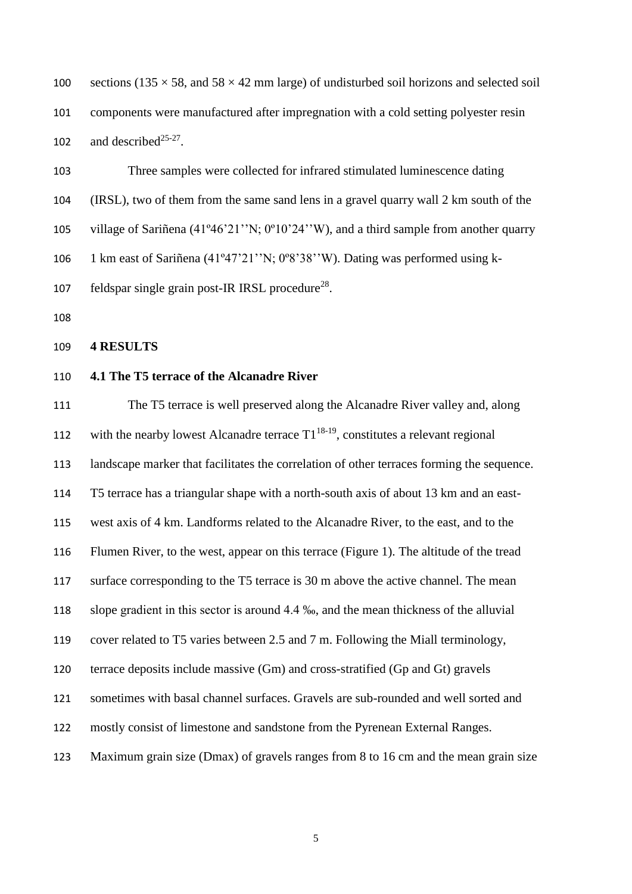sections (135 × 58, and 58 × 42 mm large) of undisturbed soil horizons and selected soil components were manufactured after impregnation with a cold setting polyester resin and described[25-27].

Three samples were collected for infrared stimulated luminescence dating (IRSL), two of them from the same sand lens in a gravel quarry wall 2 km south of the village of Sariñena (41º46'21''N; 0º10'24''W), and a third sample from another quarry 1 km east of Sariñena (41º47'21''N; 0º8'38''W). Dating was performed using k-feldspar single grain post-IR IRSL procedure[28].

## 4 RESULTS

### 4.1 The T5 terrace of the Alcanadre River

The T5 terrace is well preserved along the Alcanadre River valley and, along with the nearby lowest Alcanadre terrace T1[18-19], constitutes a relevant regional landscape marker that facilitates the correlation of other terraces forming the sequence. T5 terrace has a triangular shape with a north-south axis of about 13 km and an east-west axis of 4 km. Landforms related to the Alcanadre River, to the east, and to the Flumen River, to the west, appear on this terrace (Figure 1). The altitude of the tread surface corresponding to the T5 terrace is 30 m above the active channel. The mean slope gradient in this sector is around 4.4 ‰, and the mean thickness of the alluvial cover related to T5 varies between 2.5 and 7 m. Following the Miall terminology, terrace deposits include massive (Gm) and cross-stratified (Gp and Gt) gravels sometimes with basal channel surfaces. Gravels are sub-rounded and well sorted and mostly consist of limestone and sandstone from the Pyrenean External Ranges. Maximum grain size (Dmax) of gravels ranges from 8 to 16 cm and the mean grain size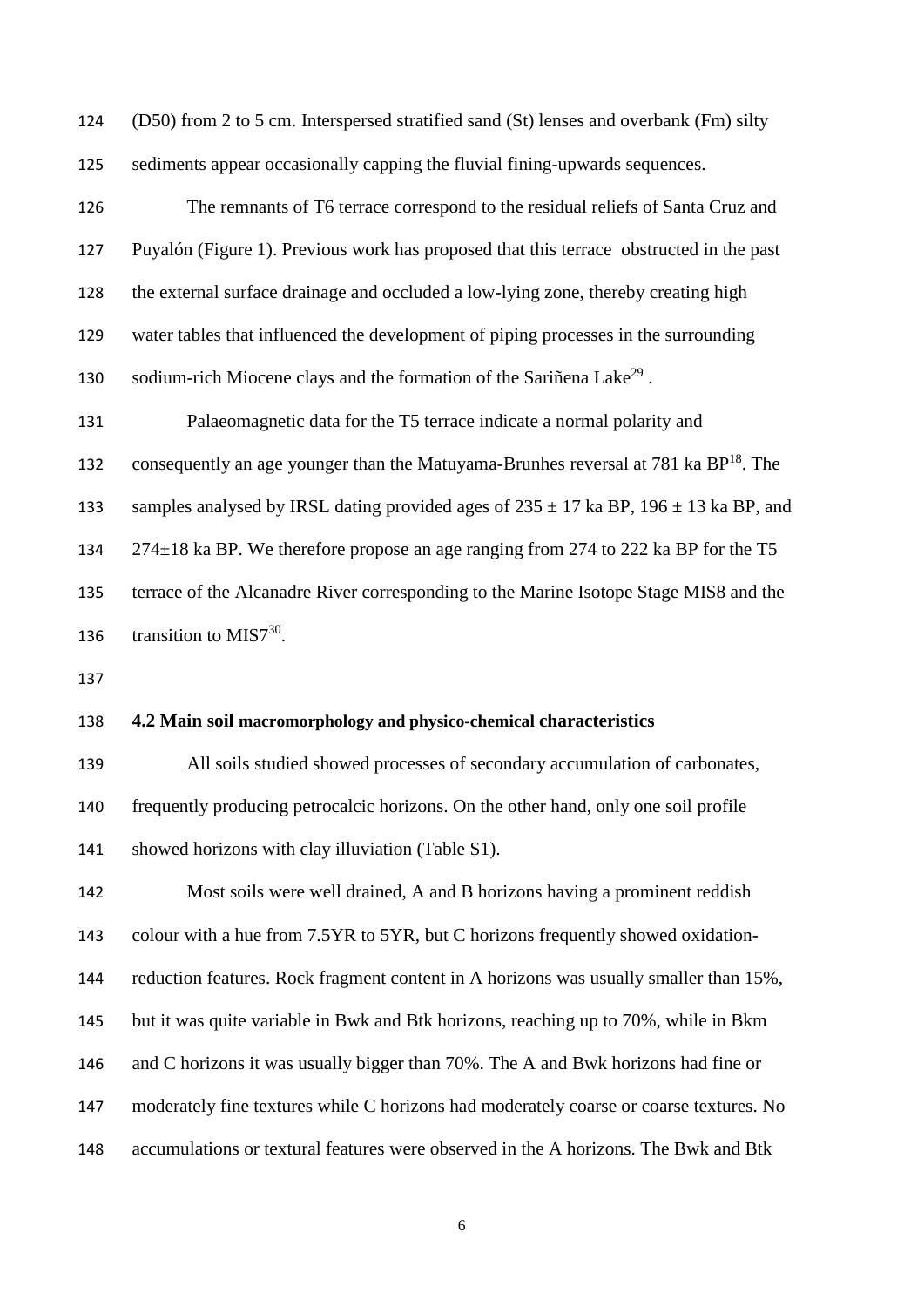(D50) from 2 to 5 cm. Interspersed stratified sand (St) lenses and overbank (Fm) silty sediments appear occasionally capping the fluvial fining-upwards sequences.

The remnants of T6 terrace correspond to the residual reliefs of Santa Cruz and Puyalón (Figure 1). Previous work has proposed that this terrace obstructed in the past the external surface drainage and occluded a low-lying zone, thereby creating high water tables that influenced the development of piping processes in the surrounding sodium-rich Miocene clays and the formation of the Sariñena Lake[29] .

Palaeomagnetic data for the T5 terrace indicate a normal polarity and consequently an age younger than the Matuyama-Brunhes reversal at 781 ka BP[18]. The samples analysed by IRSL dating provided ages of $235 \pm 17$ ka BP, $196 \pm 13$ ka BP, and $274 \pm 18$ ka BP. We therefore propose an age ranging from 274 to 222 ka BP for the T5 terrace of the Alcanadre River corresponding to the Marine Isotope Stage MIS8 and the transition to MIS7[30].

## 4.2 Main soil macromorphology and physico-chemical characteristics

All soils studied showed processes of secondary accumulation of carbonates, frequently producing petrocalcic horizons. On the other hand, only one soil profile showed horizons with clay illuviation (Table S1).

Most soils were well drained, A and B horizons having a prominent reddish colour with a hue from 7.5YR to 5YR, but C horizons frequently showed oxidation-reduction features. Rock fragment content in A horizons was usually smaller than 15%, but it was quite variable in Bwk and Btk horizons, reaching up to 70%, while in Bkm and C horizons it was usually bigger than 70%. The A and Bwk horizons had fine or moderately fine textures while C horizons had moderately coarse or coarse textures. No accumulations or textural features were observed in the A horizons. The Bwk and Btk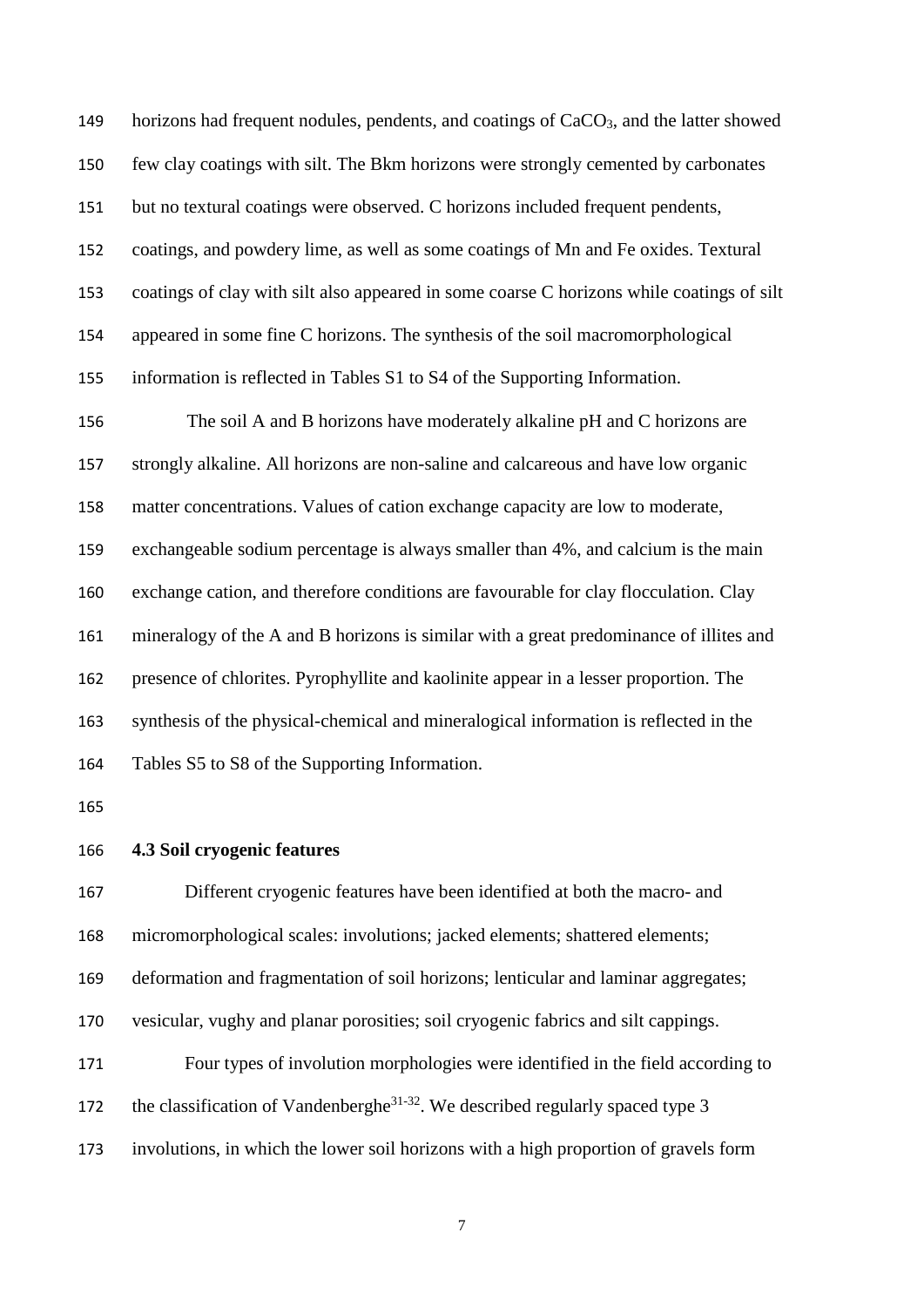horizons had frequent nodules, pendents, and coatings of $CaCO_3$, and the latter showed few clay coatings with silt. The Bkm horizons were strongly cemented by carbonates but no textural coatings were observed. C horizons included frequent pendents, coatings, and powdery lime, as well as some coatings of Mn and Fe oxides. Textural coatings of clay with silt also appeared in some coarse C horizons while coatings of silt appeared in some fine C horizons. The synthesis of the soil macromorphological information is reflected in Tables S1 to S4 of the Supporting Information.

The soil A and B horizons have moderately alkaline pH and C horizons are strongly alkaline. All horizons are non-saline and calcareous and have low organic matter concentrations. Values of cation exchange capacity are low to moderate, exchangeable sodium percentage is always smaller than 4%, and calcium is the main exchange cation, and therefore conditions are favourable for clay flocculation. Clay mineralogy of the A and B horizons is similar with a great predominance of illites and presence of chlorites. Pyrophyllite and kaolinite appear in a lesser proportion. The synthesis of the physical-chemical and mineralogical information is reflected in the Tables S5 to S8 of the Supporting Information.

### 4.3 Soil cryogenic features

Different cryogenic features have been identified at both the macro- and micromorphological scales: involutions; jacked elements; shattered elements; deformation and fragmentation of soil horizons; lenticular and laminar aggregates; vesicular, vughy and planar porosities; soil cryogenic fabrics and silt cappings.

Four types of involution morphologies were identified in the field according to the classification of Vandenberghe[31-32]. We described regularly spaced type 3 involutions, in which the lower soil horizons with a high proportion of gravels form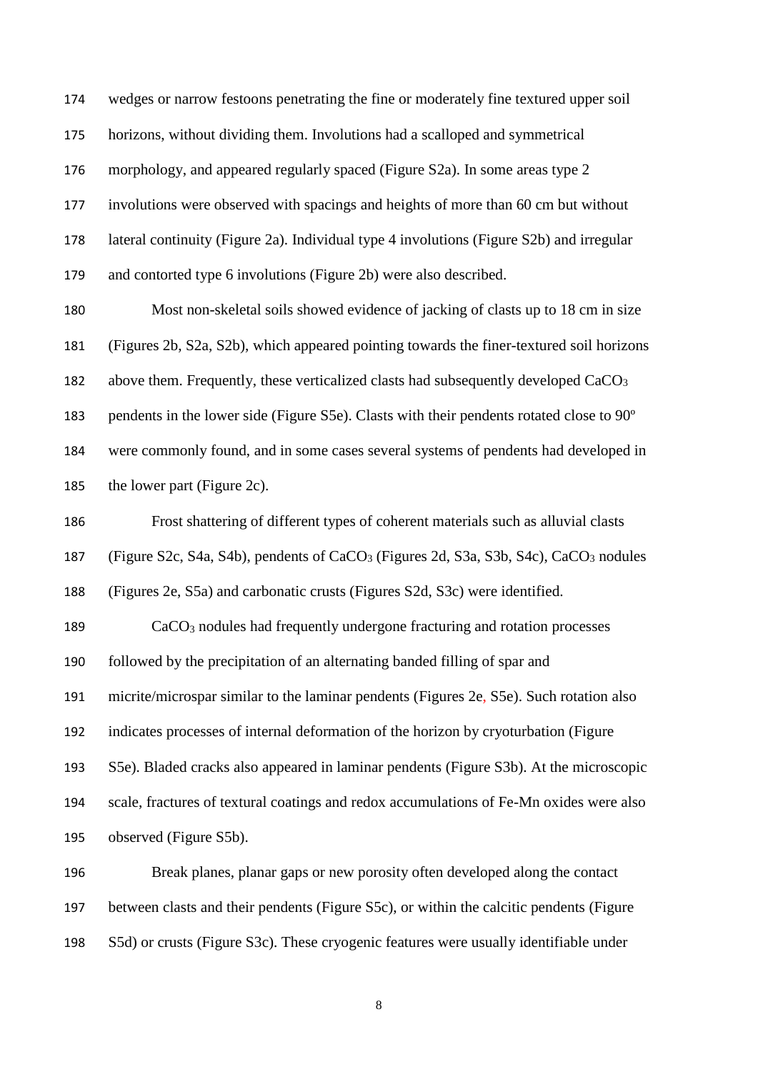wedges or narrow festoons penetrating the fine or moderately fine textured upper soil horizons, without dividing them. Involutions had a scalloped and symmetrical morphology, and appeared regularly spaced (Figure S2a). In some areas type 2 involutions were observed with spacings and heights of more than 60 cm but without lateral continuity (Figure 2a). Individual type 4 involutions (Figure S2b) and irregular and contorted type 6 involutions (Figure 2b) were also described.

Most non-skeletal soils showed evidence of jacking of clasts up to 18 cm in size (Figures 2b, S2a, S2b), which appeared pointing towards the finer-textured soil horizons above them. Frequently, these verticalized clasts had subsequently developed $CaCO_3$ pendents in the lower side (Figure S5e). Clasts with their pendents rotated close to 90º were commonly found, and in some cases several systems of pendents had developed in the lower part (Figure 2c).

Frost shattering of different types of coherent materials such as alluvial clasts (Figure S2c, S4a, S4b), pendents of $CaCO_3$ (Figures 2d, S3a, S3b, S4c), $CaCO_3$ nodules (Figures 2e, S5a) and carbonatic crusts (Figures S2d, S3c) were identified.

$CaCO_3$ nodules had frequently undergone fracturing and rotation processes followed by the precipitation of an alternating banded filling of spar and micrite/microspar similar to the laminar pendents (Figures 2e, S5e). Such rotation also indicates processes of internal deformation of the horizon by cryoturbation (Figure S5e). Bladed cracks also appeared in laminar pendents (Figure S3b). At the microscopic scale, fractures of textural coatings and redox accumulations of Fe-Mn oxides were also observed (Figure S5b).

Break planes, planar gaps or new porosity often developed along the contact between clasts and their pendents (Figure S5c), or within the calcitic pendents (Figure S5d) or crusts (Figure S3c). These cryogenic features were usually identifiable under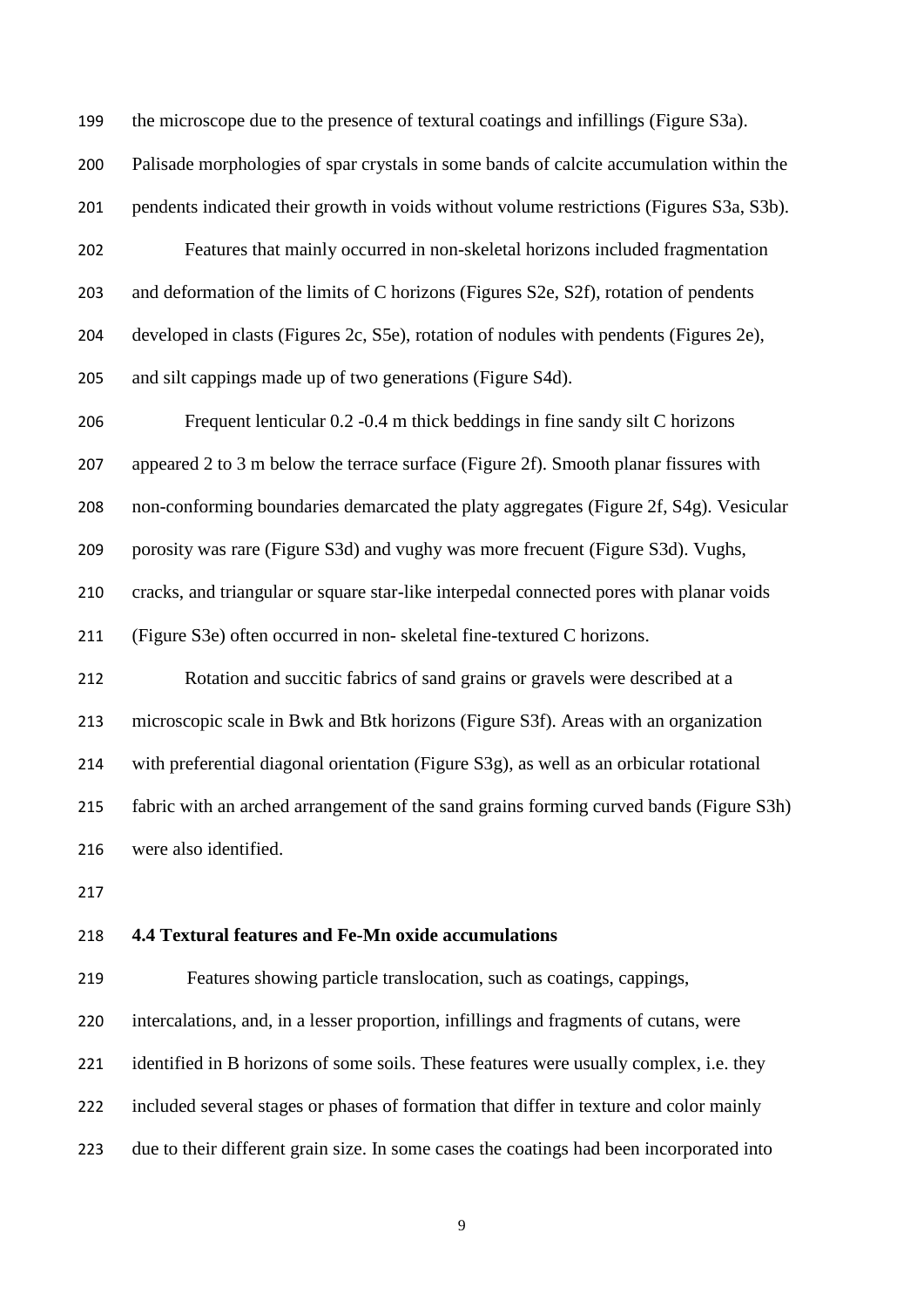the microscope due to the presence of textural coatings and infillings (Figure S3a). Palisade morphologies of spar crystals in some bands of calcite accumulation within the pendents indicated their growth in voids without volume restrictions (Figures S3a, S3b).

Features that mainly occurred in non-skeletal horizons included fragmentation and deformation of the limits of C horizons (Figures S2e, S2f), rotation of pendents developed in clasts (Figures 2c, S5e), rotation of nodules with pendents (Figures 2e), and silt cappings made up of two generations (Figure S4d).

Frequent lenticular 0.2 -0.4 m thick beddings in fine sandy silt C horizons appeared 2 to 3 m below the terrace surface (Figure 2f). Smooth planar fissures with non-conforming boundaries demarcated the platy aggregates (Figure 2f, S4g). Vesicular porosity was rare (Figure S3d) and vughy was more frecuent (Figure S3d). Vughs, cracks, and triangular or square star-like interpedal connected pores with planar voids (Figure S3e) often occurred in non- skeletal fine-textured C horizons.

Rotation and succitic fabrics of sand grains or gravels were described at a microscopic scale in Bwk and Btk horizons (Figure S3f). Areas with an organization with preferential diagonal orientation (Figure S3g), as well as an orbicular rotational fabric with an arched arrangement of the sand grains forming curved bands (Figure S3h) were also identified.

### 4.4 Textural features and Fe-Mn oxide accumulations

Features showing particle translocation, such as coatings, cappings, intercalations, and, in a lesser proportion, infillings and fragments of cutans, were identified in B horizons of some soils. These features were usually complex, i.e. they included several stages or phases of formation that differ in texture and color mainly due to their different grain size. In some cases the coatings had been incorporated into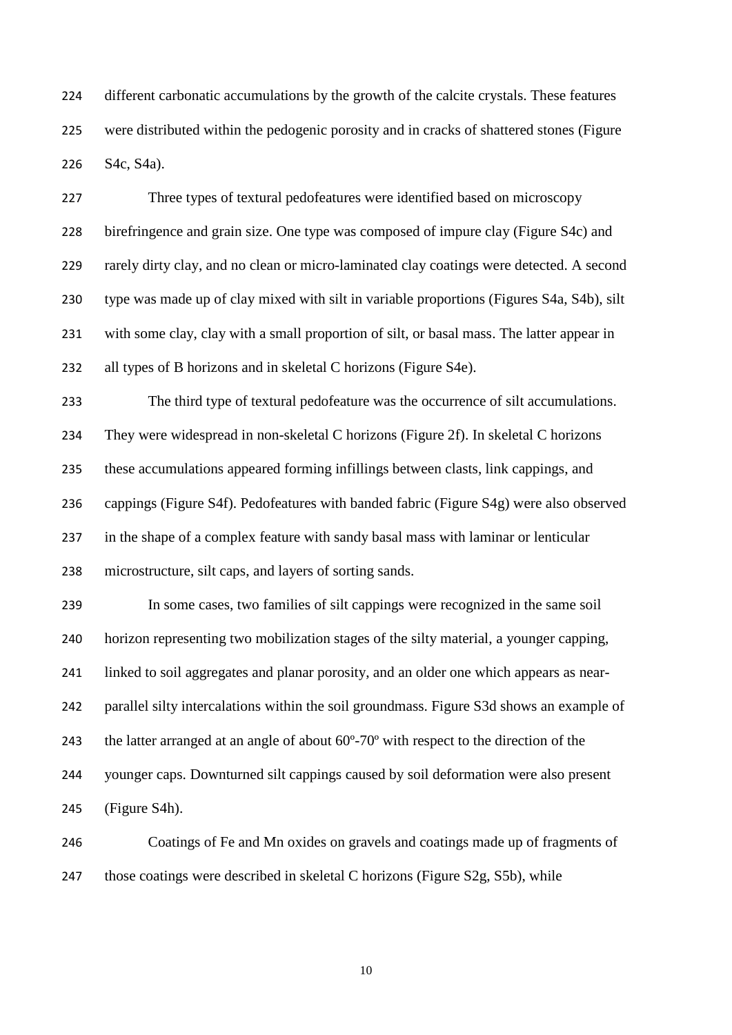different carbonatic accumulations by the growth of the calcite crystals. These features were distributed within the pedogenic porosity and in cracks of shattered stones (Figure S4c, S4a).

Three types of textural pedofeatures were identified based on microscopy birefringence and grain size. One type was composed of impure clay (Figure S4c) and rarely dirty clay, and no clean or micro-laminated clay coatings were detected. A second type was made up of clay mixed with silt in variable proportions (Figures S4a, S4b), silt with some clay, clay with a small proportion of silt, or basal mass. The latter appear in all types of B horizons and in skeletal C horizons (Figure S4e).

The third type of textural pedofeature was the occurrence of silt accumulations. They were widespread in non-skeletal C horizons (Figure 2f). In skeletal C horizons these accumulations appeared forming infillings between clasts, link cappings, and cappings (Figure S4f). Pedofeatures with banded fabric (Figure S4g) were also observed in the shape of a complex feature with sandy basal mass with laminar or lenticular microstructure, silt caps, and layers of sorting sands.

In some cases, two families of silt cappings were recognized in the same soil horizon representing two mobilization stages of the silty material, a younger capping, linked to soil aggregates and planar porosity, and an older one which appears as near-parallel silty intercalations within the soil groundmass. Figure S3d shows an example of the latter arranged at an angle of about 60º-70º with respect to the direction of the younger caps. Downturned silt cappings caused by soil deformation were also present (Figure S4h).

Coatings of Fe and Mn oxides on gravels and coatings made up of fragments of those coatings were described in skeletal C horizons (Figure S2g, S5b), while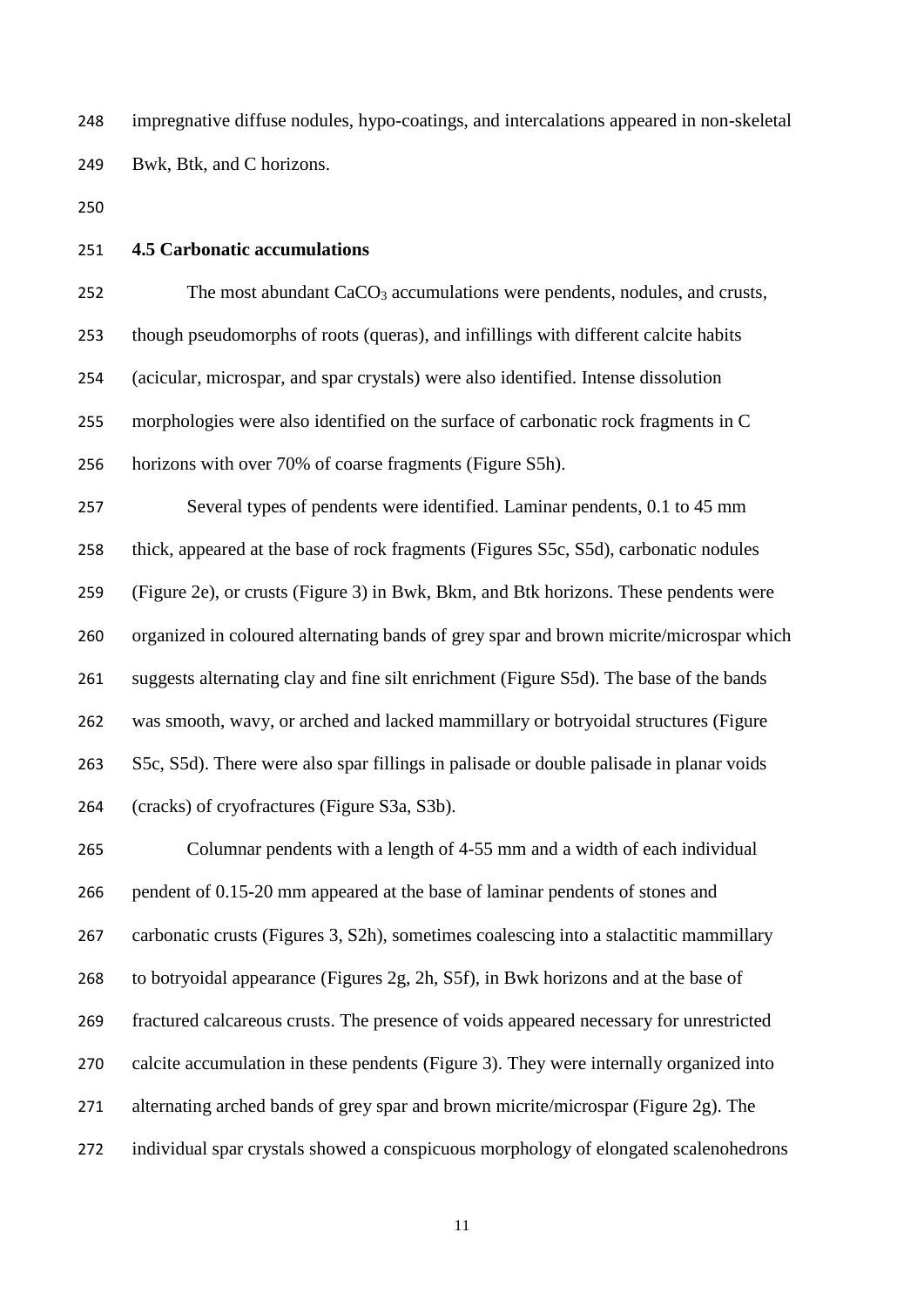impregnative diffuse nodules, hypo-coatings, and intercalations appeared in non-skeletal Bwk, Btk, and C horizons.

### 4.5 Carbonatic accumulations

The most abundant $CaCO_3$ accumulations were pendents, nodules, and crusts, though pseudomorphs of roots (queras), and infillings with different calcite habits (acicular, microspar, and spar crystals) were also identified. Intense dissolution morphologies were also identified on the surface of carbonatic rock fragments in C horizons with over 70% of coarse fragments (Figure S5h).

Several types of pendents were identified. Laminar pendents, 0.1 to 45 mm thick, appeared at the base of rock fragments (Figures S5c, S5d), carbonatic nodules (Figure 2e), or crusts (Figure 3) in Bwk, Bkm, and Btk horizons. These pendents were organized in coloured alternating bands of grey spar and brown micrite/microspar which suggests alternating clay and fine silt enrichment (Figure S5d). The base of the bands was smooth, wavy, or arched and lacked mammillary or botryoidal structures (Figure S5c, S5d). There were also spar fillings in palisade or double palisade in planar voids (cracks) of cryofractures (Figure S3a, S3b).

Columnar pendents with a length of 4-55 mm and a width of each individual pendent of 0.15-20 mm appeared at the base of laminar pendents of stones and carbonatic crusts (Figures 3, S2h), sometimes coalescing into a stalactitic mammillary to botryoidal appearance (Figures 2g, 2h, S5f), in Bwk horizons and at the base of fractured calcareous crusts. The presence of voids appeared necessary for unrestricted calcite accumulation in these pendents (Figure 3). They were internally organized into alternating arched bands of grey spar and brown micrite/microspar (Figure 2g). The individual spar crystals showed a conspicuous morphology of elongated scalenohedrons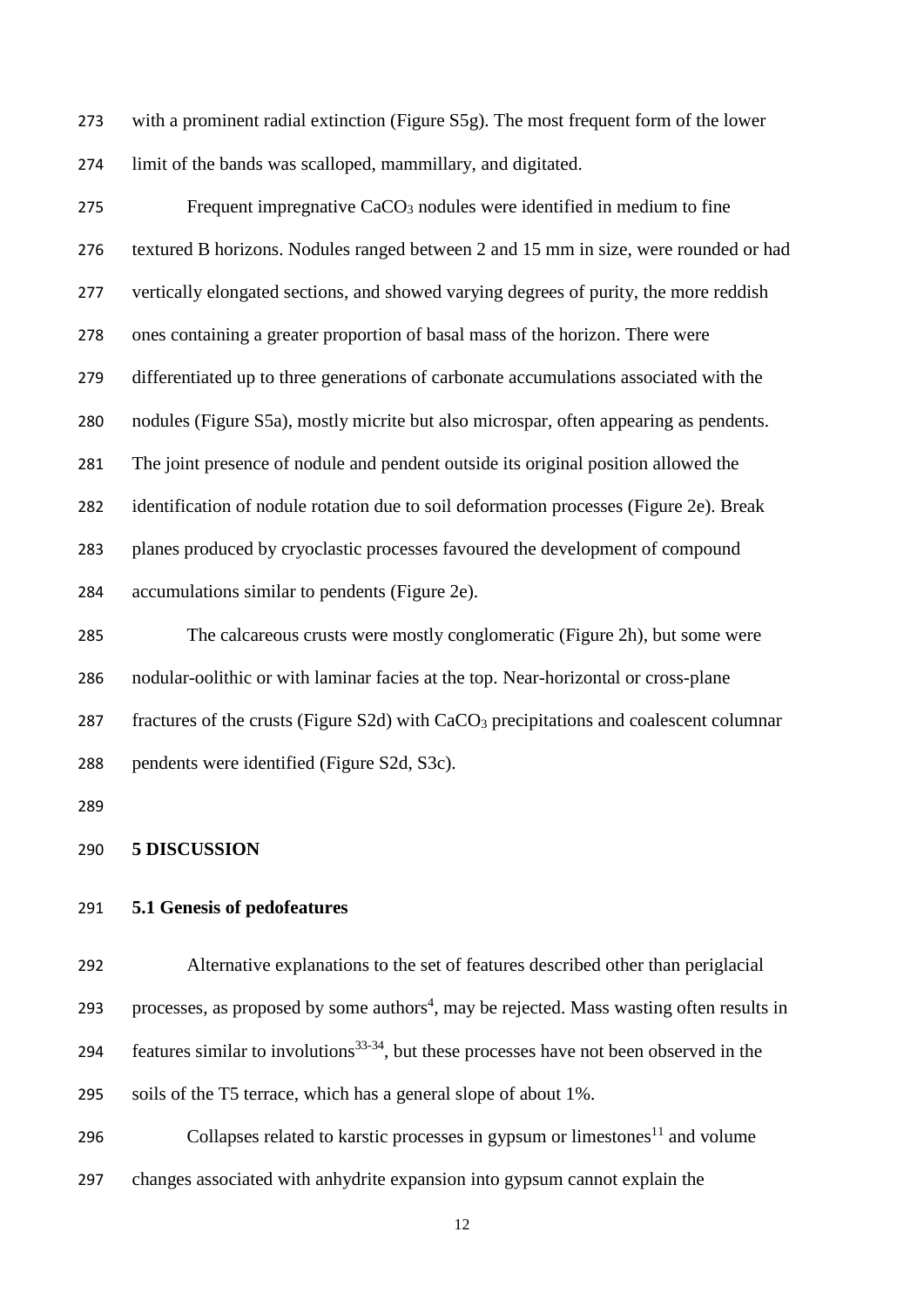with a prominent radial extinction (Figure S5g). The most frequent form of the lower limit of the bands was scalloped, mammillary, and digitated.

Frequent impregnative $CaCO_3$ nodules were identified in medium to fine textured B horizons. Nodules ranged between 2 and 15 mm in size, were rounded or had vertically elongated sections, and showed varying degrees of purity, the more reddish ones containing a greater proportion of basal mass of the horizon. There were differentiated up to three generations of carbonate accumulations associated with the nodules (Figure S5a), mostly micrite but also microspar, often appearing as pendents. The joint presence of nodule and pendent outside its original position allowed the identification of nodule rotation due to soil deformation processes (Figure 2e). Break planes produced by cryoclastic processes favoured the development of compound accumulations similar to pendents (Figure 2e).

The calcareous crusts were mostly conglomeratic (Figure 2h), but some were nodular-oolithic or with laminar facies at the top. Near-horizontal or cross-plane fractures of the crusts (Figure S2d) with $CaCO_3$ precipitations and coalescent columnar pendents were identified (Figure S2d, S3c).

## 5 DISCUSSION

### 5.1 Genesis of pedofeatures

Alternative explanations to the set of features described other than periglacial processes, as proposed by some authors[4], may be rejected. Mass wasting often results in features similar to involutions[33-34], but these processes have not been observed in the soils of the T5 terrace, which has a general slope of about 1%.

Collapses related to karstic processes in gypsum or limestones[11] and volume changes associated with anhydrite expansion into gypsum cannot explain the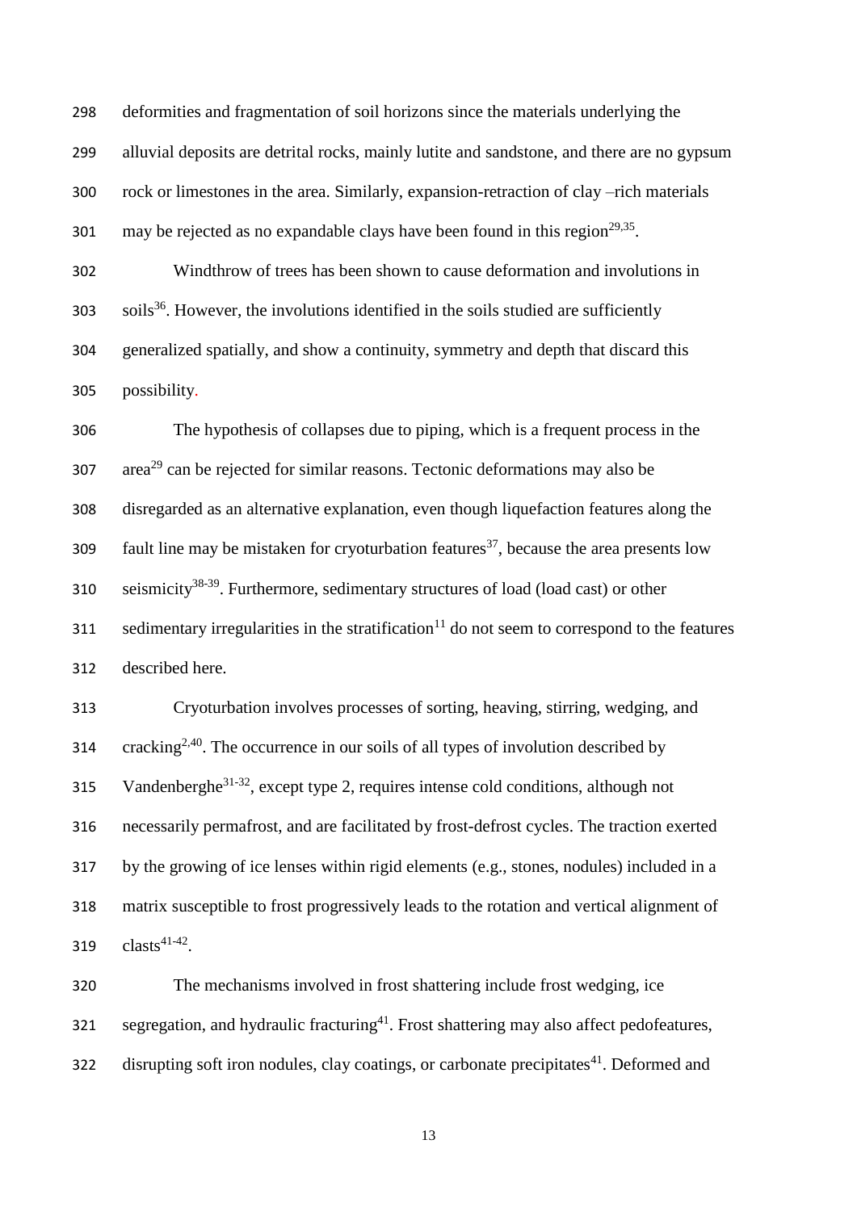deformities and fragmentation of soil horizons since the materials underlying the alluvial deposits are detrital rocks, mainly lutite and sandstone, and there are no gypsum rock or limestones in the area. Similarly, expansion-retraction of clay –rich materials may be rejected as no expandable clays have been found in this region[29,35].

Windthrow of trees has been shown to cause deformation and involutions in soils[36]. However, the involutions identified in the soils studied are sufficiently generalized spatially, and show a continuity, symmetry and depth that discard this possibility.

The hypothesis of collapses due to piping, which is a frequent process in the area[29] can be rejected for similar reasons. Tectonic deformations may also be disregarded as an alternative explanation, even though liquefaction features along the fault line may be mistaken for cryoturbation features[37], because the area presents low seismicity[38-39]. Furthermore, sedimentary structures of load (load cast) or other sedimentary irregularities in the stratification[11] do not seem to correspond to the features described here.

Cryoturbation involves processes of sorting, heaving, stirring, wedging, and cracking[2,40]. The occurrence in our soils of all types of involution described by Vandenberghe[31-32], except type 2, requires intense cold conditions, although not necessarily permafrost, and are facilitated by frost-defrost cycles. The traction exerted by the growing of ice lenses within rigid elements (e.g., stones, nodules) included in a matrix susceptible to frost progressively leads to the rotation and vertical alignment of clasts[41-42].

The mechanisms involved in frost shattering include frost wedging, ice segregation, and hydraulic fracturing[41]. Frost shattering may also affect pedofeatures, disrupting soft iron nodules, clay coatings, or carbonate precipitates[41]. Deformed and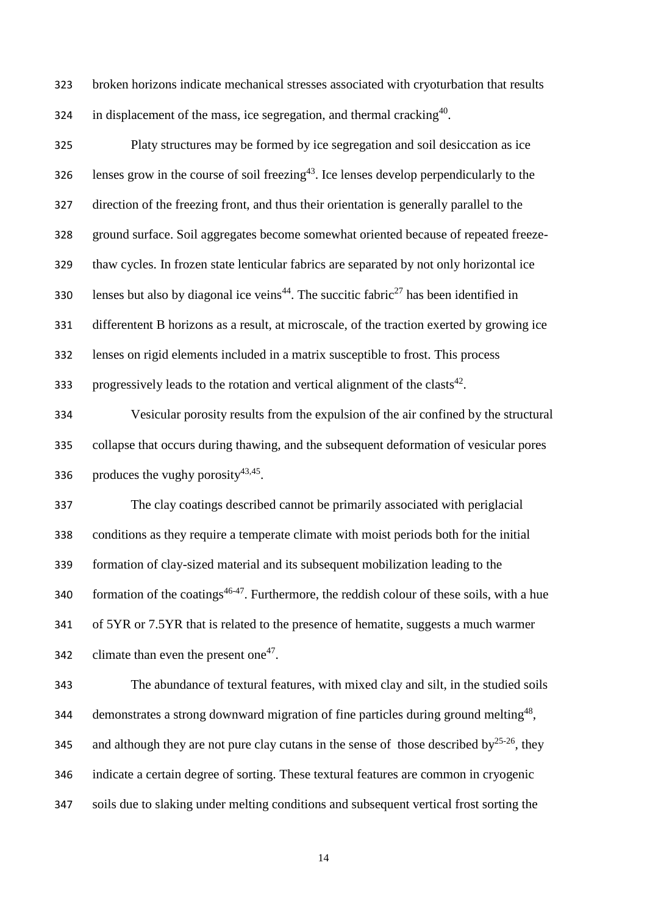broken horizons indicate mechanical stresses associated with cryoturbation that results in displacement of the mass, ice segregation, and thermal cracking[40].

Platy structures may be formed by ice segregation and soil desiccation as ice lenses grow in the course of soil freezing[43]. Ice lenses develop perpendicularly to the direction of the freezing front, and thus their orientation is generally parallel to the ground surface. Soil aggregates become somewhat oriented because of repeated freeze-thaw cycles. In frozen state lenticular fabrics are separated by not only horizontal ice lenses but also by diagonal ice veins[44]. The succitic fabric[27] has been identified in differentent B horizons as a result, at microscale, of the traction exerted by growing ice lenses on rigid elements included in a matrix susceptible to frost. This process progressively leads to the rotation and vertical alignment of the clasts[42].

Vesicular porosity results from the expulsion of the air confined by the structural collapse that occurs during thawing, and the subsequent deformation of vesicular pores produces the vughy porosity[43,45].

The clay coatings described cannot be primarily associated with periglacial conditions as they require a temperate climate with moist periods both for the initial formation of clay-sized material and its subsequent mobilization leading to the formation of the coatings[46-47]. Furthermore, the reddish colour of these soils, with a hue of 5YR or 7.5YR that is related to the presence of hematite, suggests a much warmer climate than even the present one[47].

The abundance of textural features, with mixed clay and silt, in the studied soils demonstrates a strong downward migration of fine particles during ground melting[48], and although they are not pure clay cutans in the sense of those described by[25-26], they indicate a certain degree of sorting. These textural features are common in cryogenic soils due to slaking under melting conditions and subsequent vertical frost sorting the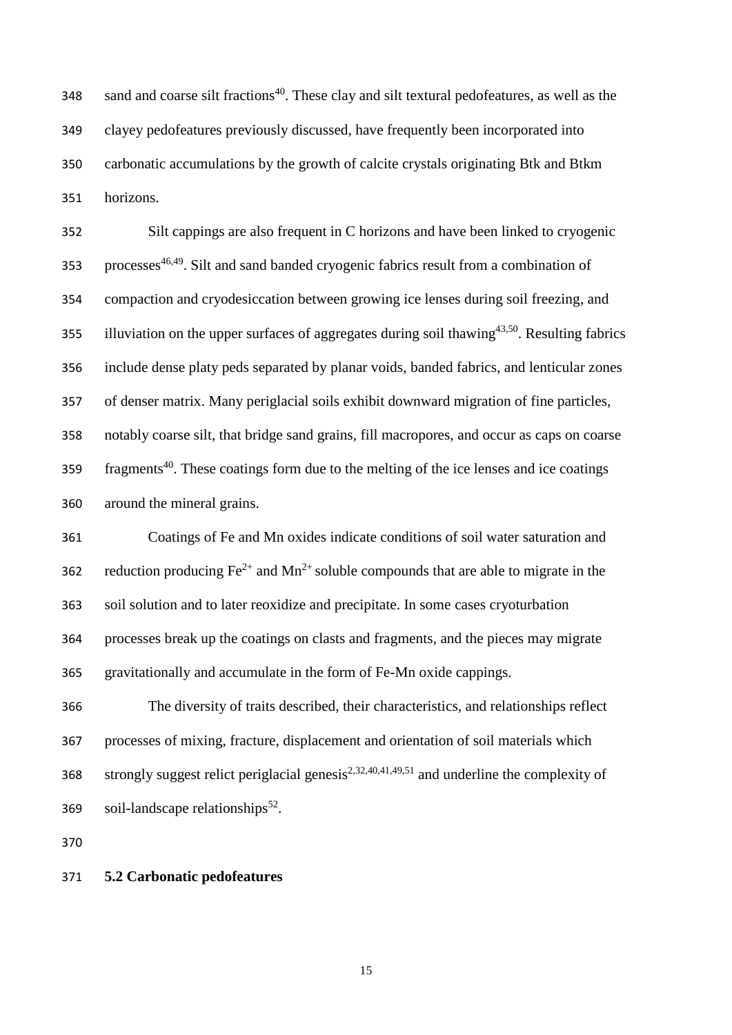sand and coarse silt fractions[40]. These clay and silt textural pedofeatures, as well as the clayey pedofeatures previously discussed, have frequently been incorporated into carbonatic accumulations by the growth of calcite crystals originating Btk and Btkm horizons.

Silt cappings are also frequent in C horizons and have been linked to cryogenic processes[46,49]. Silt and sand banded cryogenic fabrics result from a combination of compaction and cryodesiccation between growing ice lenses during soil freezing, and illuviation on the upper surfaces of aggregates during soil thawing[43,50]. Resulting fabrics include dense platy peds separated by planar voids, banded fabrics, and lenticular zones of denser matrix. Many periglacial soils exhibit downward migration of fine particles, notably coarse silt, that bridge sand grains, fill macropores, and occur as caps on coarse fragments[40]. These coatings form due to the melting of the ice lenses and ice coatings around the mineral grains.

Coatings of Fe and Mn oxides indicate conditions of soil water saturation and reduction producing $Fe^{2+}$ and $Mn^{2+}$ soluble compounds that are able to migrate in the soil solution and to later reoxidize and precipitate. In some cases cryoturbation processes break up the coatings on clasts and fragments, and the pieces may migrate gravitationally and accumulate in the form of Fe-Mn oxide cappings.

The diversity of traits described, their characteristics, and relationships reflect processes of mixing, fracture, displacement and orientation of soil materials which strongly suggest relict periglacial genesis[2,32,40,41,49,51] and underline the complexity of soil-landscape relationships[52].

**5.2 Carbonatic pedofeatures**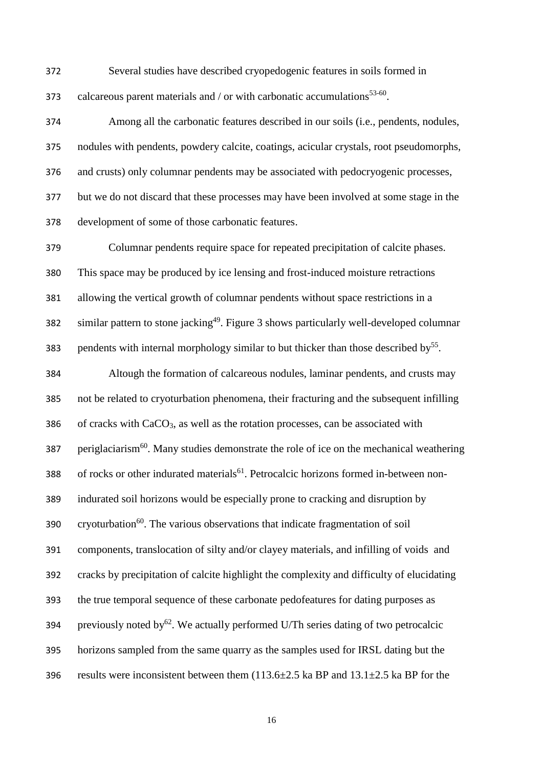Several studies have described cryopedogenic features in soils formed in calcareous parent materials and / or with carbonatic accumulations[53-60].

Among all the carbonatic features described in our soils (i.e., pendents, nodules, nodules with pendents, powdery calcite, coatings, acicular crystals, root pseudomorphs, and crusts) only columnar pendents may be associated with pedocryogenic processes, but we do not discard that these processes may have been involved at some stage in the development of some of those carbonatic features.

Columnar pendents require space for repeated precipitation of calcite phases. This space may be produced by ice lensing and frost-induced moisture retractions allowing the vertical growth of columnar pendents without space restrictions in a similar pattern to stone jacking[49]. Figure 3 shows particularly well-developed columnar pendents with internal morphology similar to but thicker than those described by[55].

Altough the formation of calcareous nodules, laminar pendents, and crusts may not be related to cryoturbation phenomena, their fracturing and the subsequent infilling of cracks with $CaCO_3$, as well as the rotation processes, can be associated with periglaciarism[60]. Many studies demonstrate the role of ice on the mechanical weathering of rocks or other indurated materials[61]. Petrocalcic horizons formed in-between non-indurated soil horizons would be especially prone to cracking and disruption by cryoturbation[60]. The various observations that indicate fragmentation of soil components, translocation of silty and/or clayey materials, and infilling of voids and cracks by precipitation of calcite highlight the complexity and difficulty of elucidating the true temporal sequence of these carbonate pedofeatures for dating purposes as previously noted by[62]. We actually performed U/Th series dating of two petrocalcic horizons sampled from the same quarry as the samples used for IRSL dating but the results were inconsistent between them (113.6±2.5 ka BP and 13.1±2.5 ka BP for the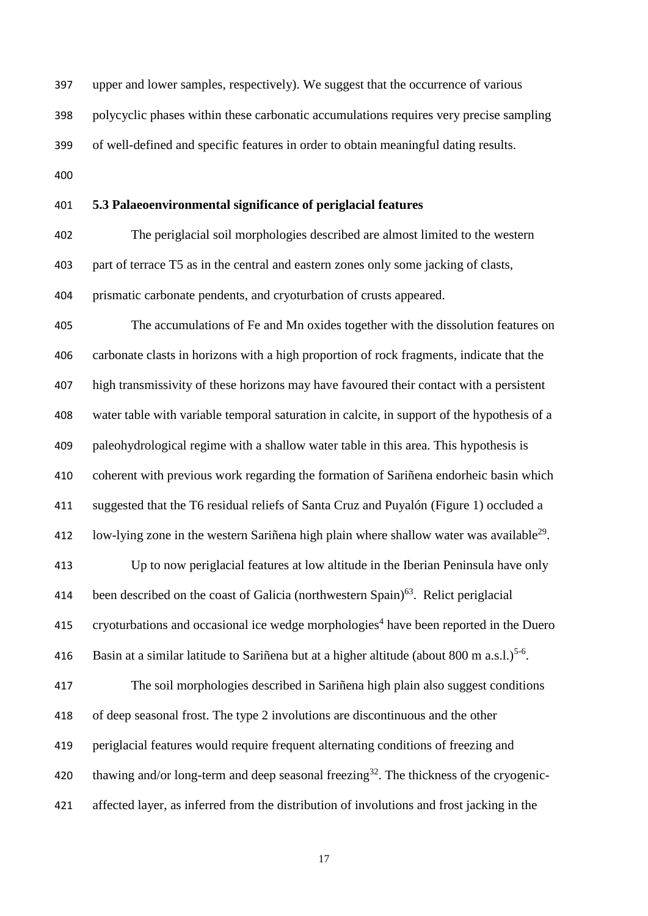upper and lower samples, respectively). We suggest that the occurrence of various polycyclic phases within these carbonatic accumulations requires very precise sampling of well-defined and specific features in order to obtain meaningful dating results.

### 5.3 Palaeoenvironmental significance of periglacial features

The periglacial soil morphologies described are almost limited to the western part of terrace T5 as in the central and eastern zones only some jacking of clasts, prismatic carbonate pendents, and cryoturbation of crusts appeared.

The accumulations of Fe and Mn oxides together with the dissolution features on carbonate clasts in horizons with a high proportion of rock fragments, indicate that the high transmissivity of these horizons may have favoured their contact with a persistent water table with variable temporal saturation in calcite, in support of the hypothesis of a paleohydrological regime with a shallow water table in this area. This hypothesis is coherent with previous work regarding the formation of Sariñena endorheic basin which suggested that the T6 residual reliefs of Santa Cruz and Puyalón (Figure 1) occluded a low-lying zone in the western Sariñena high plain where shallow water was available[29].

Up to now periglacial features at low altitude in the Iberian Peninsula have only been described on the coast of Galicia (northwestern Spain)[63]. Relict periglacial cryoturbations and occasional ice wedge morphologies[4] have been reported in the Duero Basin at a similar latitude to Sariñena but at a higher altitude (about 800 m a.s.l.)[5-6].

The soil morphologies described in Sariñena high plain also suggest conditions of deep seasonal frost. The type 2 involutions are discontinuous and the other periglacial features would require frequent alternating conditions of freezing and thawing and/or long-term and deep seasonal freezing[32]. The thickness of the cryogenic-affected layer, as inferred from the distribution of involutions and frost jacking in the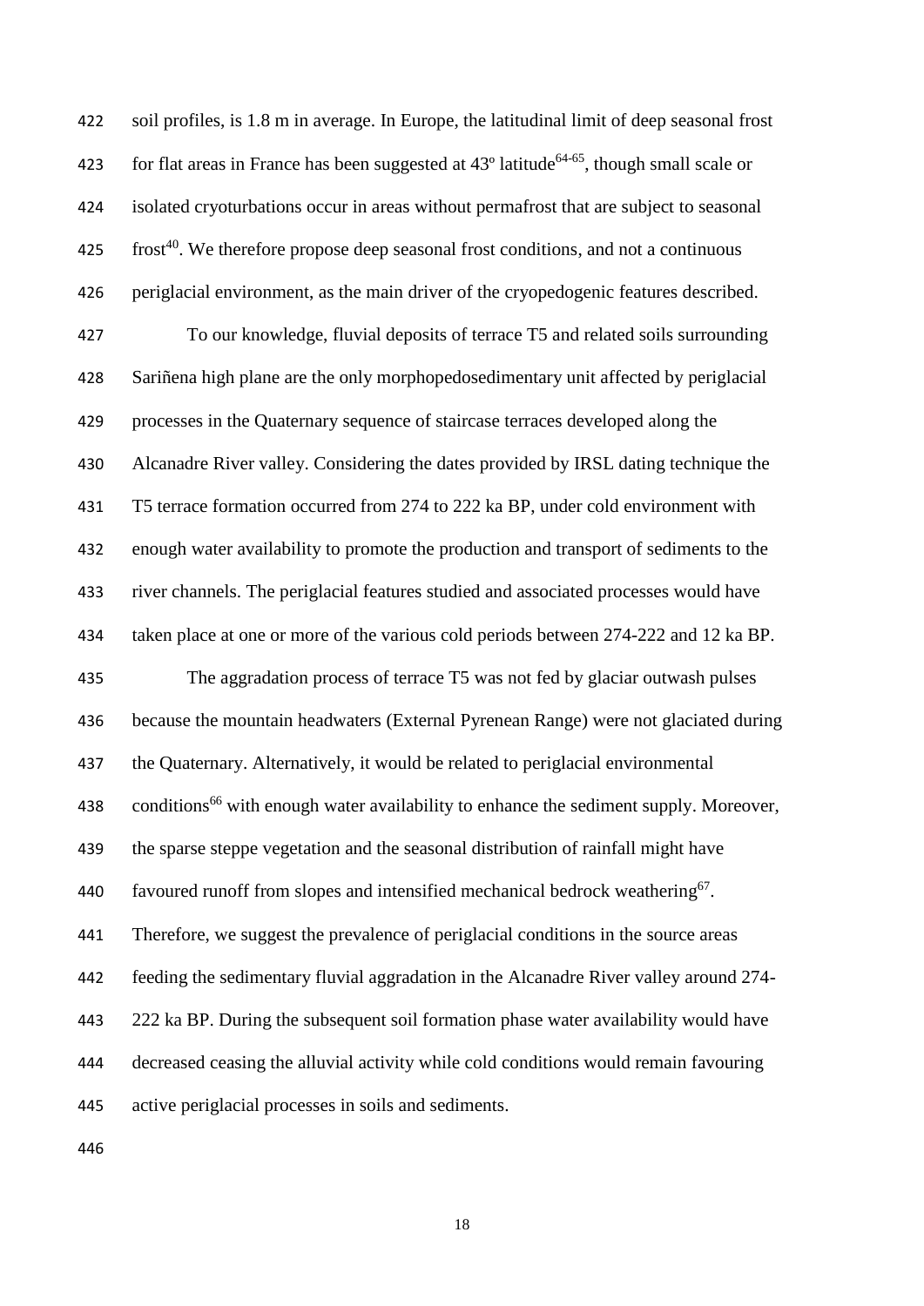soil profiles, is 1.8 m in average. In Europe, the latitudinal limit of deep seasonal frost for flat areas in France has been suggested at 43º latitude[64-65], though small scale or isolated cryoturbations occur in areas without permafrost that are subject to seasonal frost[40]. We therefore propose deep seasonal frost conditions, and not a continuous periglacial environment, as the main driver of the cryopedogenic features described.

To our knowledge, fluvial deposits of terrace T5 and related soils surrounding Sariñena high plane are the only morphopedosedimentary unit affected by periglacial processes in the Quaternary sequence of staircase terraces developed along the Alcanadre River valley. Considering the dates provided by IRSL dating technique the T5 terrace formation occurred from 274 to 222 ka BP, under cold environment with enough water availability to promote the production and transport of sediments to the river channels. The periglacial features studied and associated processes would have taken place at one or more of the various cold periods between 274-222 and 12 ka BP.

The aggradation process of terrace T5 was not fed by glaciar outwash pulses because the mountain headwaters (External Pyrenean Range) were not glaciated during the Quaternary. Alternatively, it would be related to periglacial environmental conditions[66] with enough water availability to enhance the sediment supply. Moreover, the sparse steppe vegetation and the seasonal distribution of rainfall might have favoured runoff from slopes and intensified mechanical bedrock weathering[67]. Therefore, we suggest the prevalence of periglacial conditions in the source areas feeding the sedimentary fluvial aggradation in the Alcanadre River valley around 274-222 ka BP. During the subsequent soil formation phase water availability would have decreased ceasing the alluvial activity while cold conditions would remain favouring active periglacial processes in soils and sediments.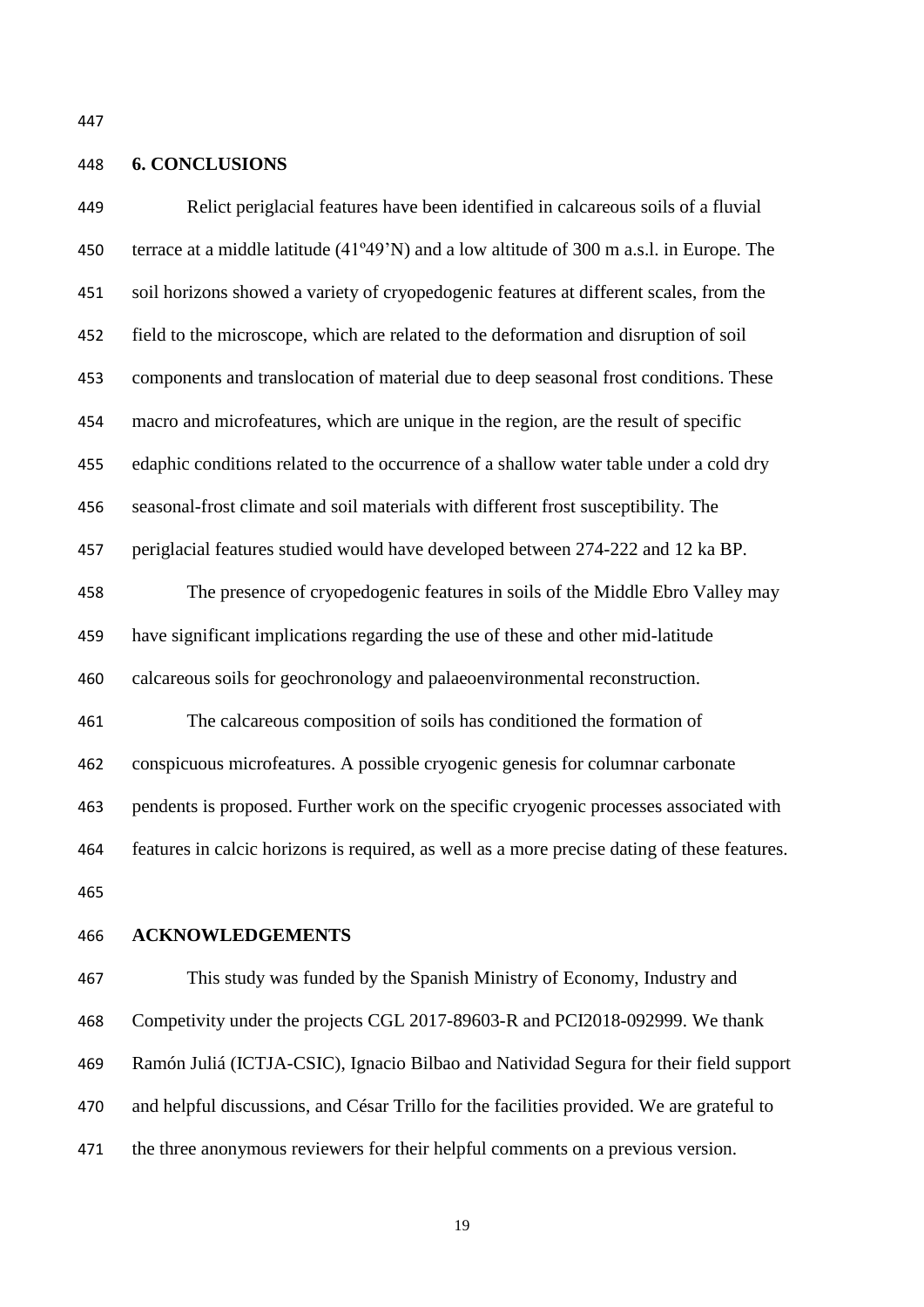## 6. CONCLUSIONS

Relict periglacial features have been identified in calcareous soils of a fluvial terrace at a middle latitude (41º49'N) and a low altitude of 300 m a.s.l. in Europe. The soil horizons showed a variety of cryopedogenic features at different scales, from the field to the microscope, which are related to the deformation and disruption of soil components and translocation of material due to deep seasonal frost conditions. These macro and microfeatures, which are unique in the region, are the result of specific edaphic conditions related to the occurrence of a shallow water table under a cold dry seasonal-frost climate and soil materials with different frost susceptibility. The periglacial features studied would have developed between 274-222 and 12 ka BP.

The presence of cryopedogenic features in soils of the Middle Ebro Valley may have significant implications regarding the use of these and other mid-latitude calcareous soils for geochronology and palaeoenvironmental reconstruction.

The calcareous composition of soils has conditioned the formation of conspicuous microfeatures. A possible cryogenic genesis for columnar carbonate pendents is proposed. Further work on the specific cryogenic processes associated with features in calcic horizons is required, as well as a more precise dating of these features.

## ACKNOWLEDGEMENTS

This study was funded by the Spanish Ministry of Economy, Industry and Competitivity under the projects CGL 2017-89603-R and PCI2018-092999. We thank Ramón Juliá (ICTJA-CSIC), Ignacio Bilbao and Natividad Segura for their field support and helpful discussions, and César Trillo for the facilities provided. We are grateful to the three anonymous reviewers for their helpful comments on a previous version.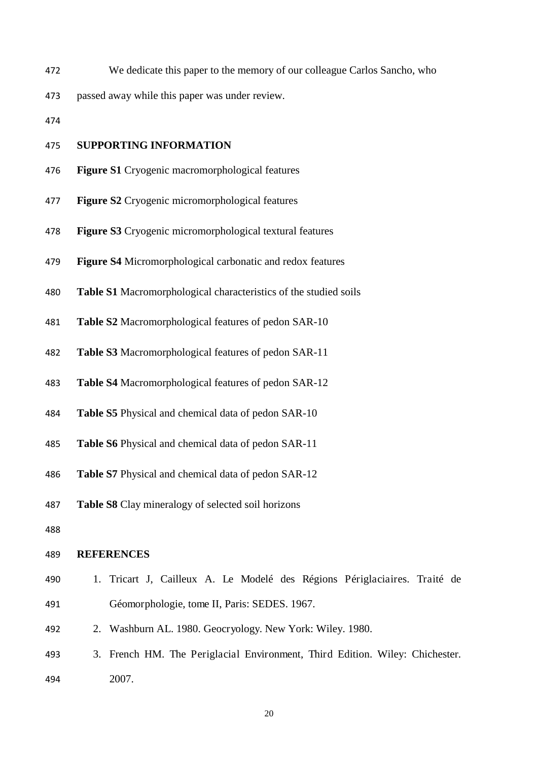We dedicate this paper to the memory of our colleague Carlos Sancho, who passed away while this paper was under review.

## SUPPORTING INFORMATION

**Figure S1** Cryogenic macromorphological features

**Figure S2** Cryogenic micromorphological features

**Figure S3** Cryogenic micromorphological textural features

**Figure S4** Micromorphological carbonatic and redox features

**Table S1** Macromorphological characteristics of the studied soils

**Table S2** Macromorphological features of pedon SAR-10

**Table S3** Macromorphological features of pedon SAR-11

**Table S4** Macromorphological features of pedon SAR-12

**Table S5** Physical and chemical data of pedon SAR-10

**Table S6** Physical and chemical data of pedon SAR-11

**Table S7** Physical and chemical data of pedon SAR-12

**Table S8** Clay mineralogy of selected soil horizons

## REFERENCES

1. Tricart J, Cailleux A. Le Modelé des Régions Périglaciaires. Traité de Géomorphologie, tome II, Paris: SEDES. 1967.
2. Washburn AL. 1980. Geocryology. New York: Wiley. 1980.
3. French HM. The Periglacial Environment, Third Edition. Wiley: Chichester. 2007.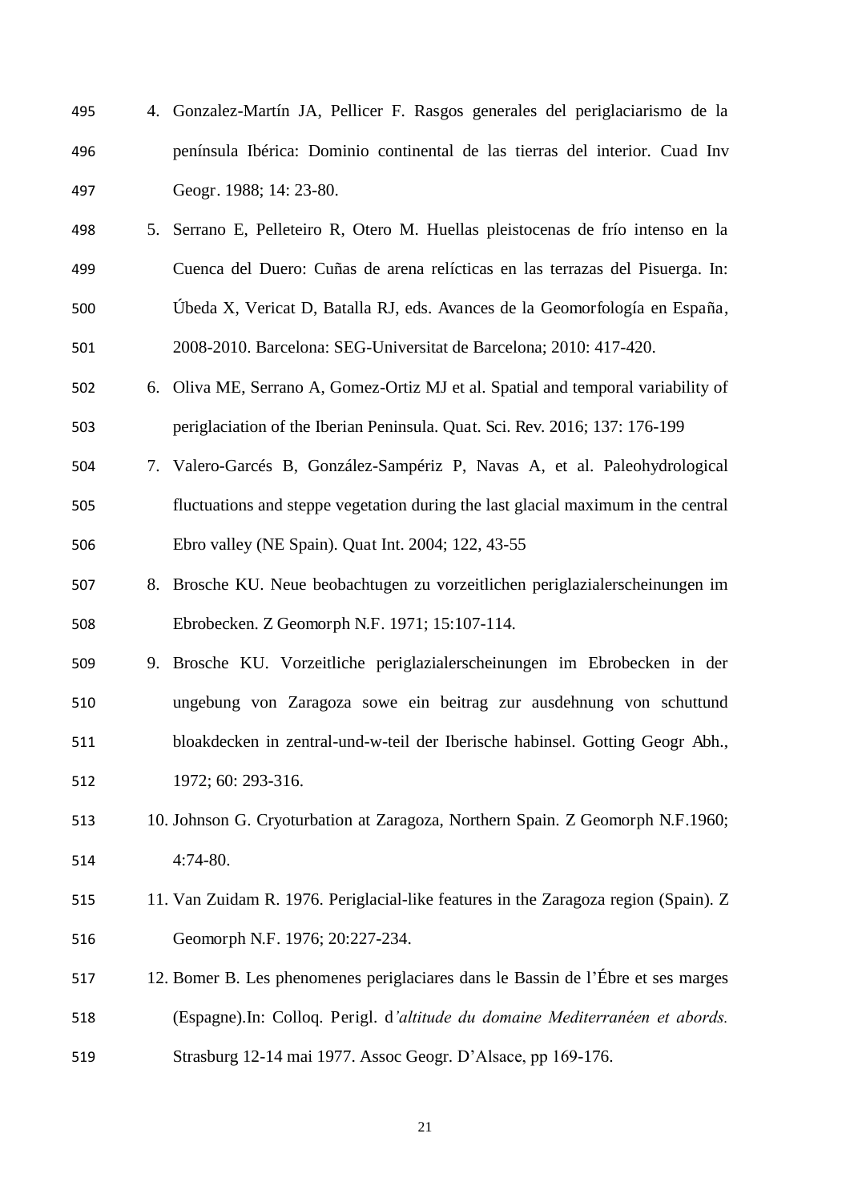4. Gonzalez-Martín JA, Pellicer F. Rasgos generales del periglaciarismo de la península Ibérica: Dominio continental de las tierras del interior. Cuad Inv Geogr. 1988; 14: 23-80.
5. Serrano E, Pelleteiro R, Otero M. Huellas pleistocenas de frío intenso en la Cuenca del Duero: Cuñas de arena relícticas en las terrazas del Pisuerga. In: Úbeda X, Vericat D, Batalla RJ, eds. Avances de la Geomorfología en España, 2008-2010. Barcelona: SEG-Universitat de Barcelona; 2010: 417-420.
6. Oliva ME, Serrano A, Gomez-Ortiz MJ et al. Spatial and temporal variability of periglaciation of the Iberian Peninsula. Quat. Sci. Rev. 2016; 137: 176-199
7. Valero-Garcés B, González-Sampériz P, Navas A, et al. Paleohydrological fluctuations and steppe vegetation during the last glacial maximum in the central Ebro valley (NE Spain). Quat Int. 2004; 122, 43-55
8. Brosche KU. Neue beobachtugen zu vorzeitlichen periglazialerscheinungen im Ebrobecken. Z Geomorph N.F. 1971; 15:107-114.
9. Brosche KU. Vorzeitliche periglazialerscheinungen im Ebrobecken in der ungebung von Zaragoza sowe ein beitrag zur ausdehnung von schuttund bloakdecken in zentral-und-w-teil der Iberische habinsel. Gotting Geogr Abh., 1972; 60: 293-316.
10. Johnson G. Cryoturbation at Zaragoza, Northern Spain. Z Geomorph N.F.1960; 4:74-80.
11. Van Zuidam R. 1976. Periglacial-like features in the Zaragoza region (Spain). Z Geomorph N.F. 1976; 20:227-234.
12. Bomer B. Les phenomenes periglaciares dans le Bassin de l'Ébre et ses marges (Espagne).In: Colloq. Perigl. d'*altitude du domaine Mediterranéen et abords.* Strasburg 12-14 mai 1977. Assoc Geogr. D'Alsace, pp 169-176.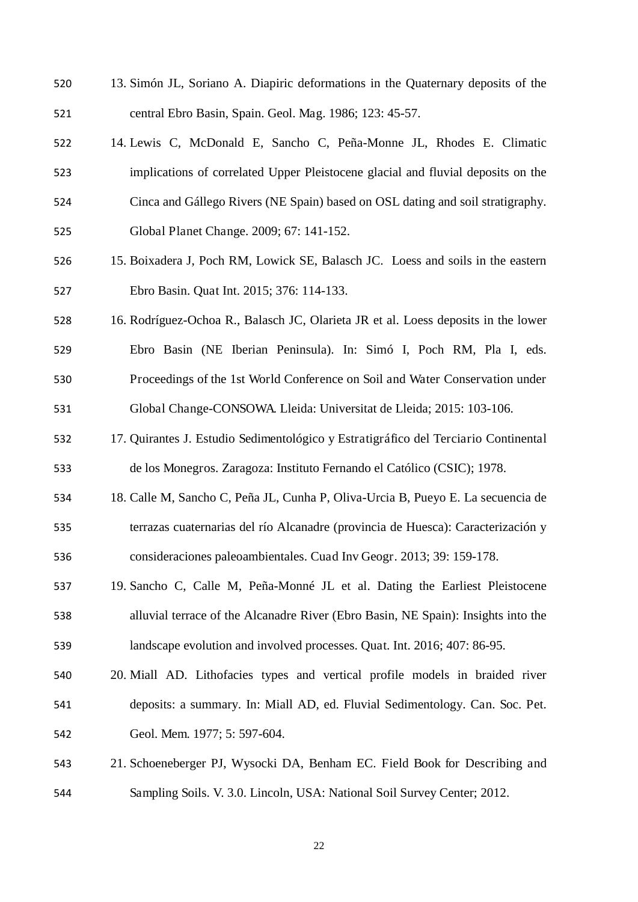13. Simón JL, Soriano A. Diapiric deformations in the Quaternary deposits of the central Ebro Basin, Spain. Geol. Mag. 1986; 123: 45-57.
14. Lewis C, McDonald E, Sancho C, Peña-Monne JL, Rhodes E. Climatic implications of correlated Upper Pleistocene glacial and fluvial deposits on the Cinca and Gállego Rivers (NE Spain) based on OSL dating and soil stratigraphy. Global Planet Change. 2009; 67: 141-152.
15. Boixadera J, Poch RM, Lowick SE, Balasch JC. Loess and soils in the eastern Ebro Basin. Quat Int. 2015; 376: 114-133.
16. Rodríguez-Ochoa R., Balasch JC, Olarieta JR et al. Loess deposits in the lower Ebro Basin (NE Iberian Peninsula). In: Simó I, Poch RM, Pla I, eds. Proceedings of the 1st World Conference on Soil and Water Conservation under Global Change-CONSOWA. Lleida: Universitat de Lleida; 2015: 103-106.
17. Quirantes J. Estudio Sedimentológico y Estratigráfico del Terciario Continental de los Monegros. Zaragoza: Instituto Fernando el Católico (CSIC); 1978.
18. Calle M, Sancho C, Peña JL, Cunha P, Oliva-Urcia B, Pueyo E. La secuencia de terrazas cuaternarias del río Alcanadre (provincia de Huesca): Caracterización y consideraciones paleoambientales. Cuad Inv Geogr. 2013; 39: 159-178.
19. Sancho C, Calle M, Peña-Monné JL et al. Dating the Earliest Pleistocene alluvial terrace of the Alcanadre River (Ebro Basin, NE Spain): Insights into the landscape evolution and involved processes. Quat. Int. 2016; 407: 86-95.
20. Miall AD. Lithofacies types and vertical profile models in braided river deposits: a summary. In: Miall AD, ed. Fluvial Sedimentology. Can. Soc. Pet. Geol. Mem. 1977; 5: 597-604.
21. Schoeneberger PJ, Wysocki DA, Benham EC. Field Book for Describing and Sampling Soils. V. 3.0. Lincoln, USA: National Soil Survey Center; 2012.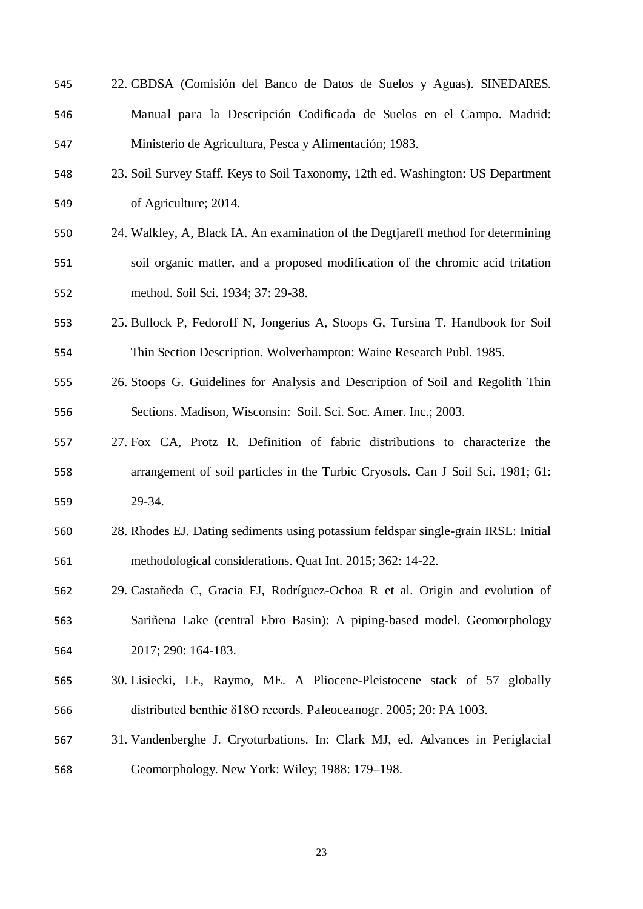22. CBDSA (Comisión del Banco de Datos de Suelos y Aguas). SINEDARES. Manual para la Descripción Codificada de Suelos en el Campo. Madrid: Ministerio de Agricultura, Pesca y Alimentación; 1983.
23. Soil Survey Staff. Keys to Soil Taxonomy, 12th ed. Washington: US Department of Agriculture; 2014.
24. Walkley, A, Black IA. An examination of the Degtjareff method for determining soil organic matter, and a proposed modification of the chromic acid tritation method. Soil Sci. 1934; 37: 29-38.
25. Bullock P, Fedoroff N, Jongerius A, Stoops G, Tursina T. Handbook for Soil Thin Section Description. Wolverhampton: Waine Research Publ. 1985.
26. Stoops G. Guidelines for Analysis and Description of Soil and Regolith Thin Sections. Madison, Wisconsin: Soil. Sci. Soc. Amer. Inc.; 2003.
27. Fox CA, Protz R. Definition of fabric distributions to characterize the arrangement of soil particles in the Turbic Cryosols. Can J Soil Sci. 1981; 61: 29-34.
28. Rhodes EJ. Dating sediments using potassium feldspar single-grain IRSL: Initial methodological considerations. Quat Int. 2015; 362: 14-22.
29. Castañeda C, Gracia FJ, Rodríguez-Ochoa R et al. Origin and evolution of Sariñena Lake (central Ebro Basin): A piping-based model. Geomorphology 2017; 290: 164-183.
30. Lisiecki, LE, Raymo, ME. A Pliocene-Pleistocene stack of 57 globally distributed benthic δ18O records. Paleoceanogr. 2005; 20: PA 1003.
31. Vandenberghe J. Cryoturbations. In: Clark MJ, ed. Advances in Periglacial Geomorphology. New York: Wiley; 1988: 179–198.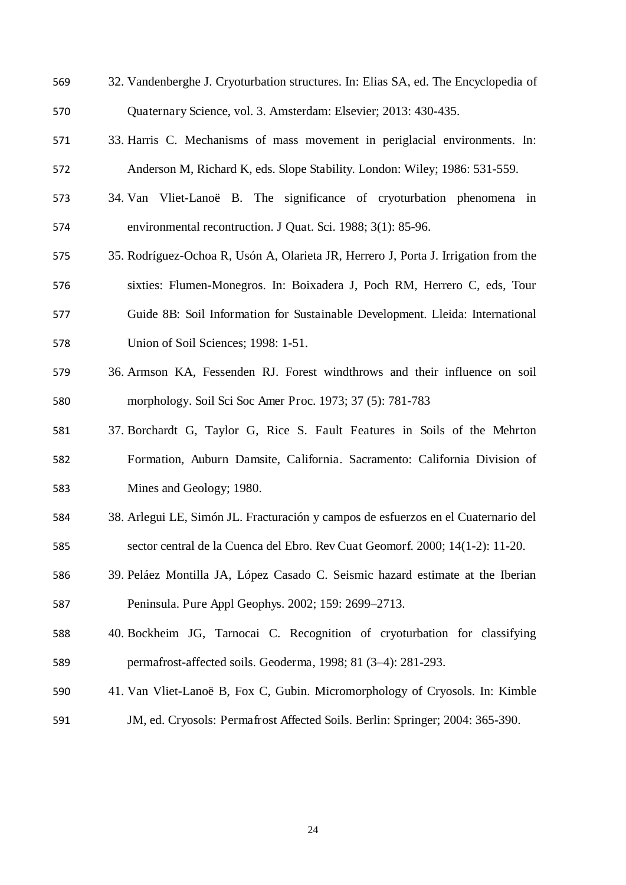32. Vandenberghe J. Cryoturbation structures. In: Elias SA, ed. The Encyclopedia of Quaternary Science, vol. 3. Amsterdam: Elsevier; 2013: 430-435.
33. Harris C. Mechanisms of mass movement in periglacial environments. In: Anderson M, Richard K, eds. Slope Stability. London: Wiley; 1986: 531-559.
34. Van Vliet-Lanoë B. The significance of cryoturbation phenomena in environmental recontruction. J Quat. Sci. 1988; 3(1): 85-96.
35. Rodríguez-Ochoa R, Usón A, Olarieta JR, Herrero J, Porta J. Irrigation from the sixties: Flumen-Monegros. In: Boixadera J, Poch RM, Herrero C, eds, Tour Guide 8B: Soil Information for Sustainable Development. Lleida: International Union of Soil Sciences; 1998: 1-51.
36. Armson KA, Fessenden RJ. Forest windthrows and their influence on soil morphology. Soil Sci Soc Amer Proc. 1973; 37 (5): 781-783
37. Borchardt G, Taylor G, Rice S. Fault Features in Soils of the Mehrton Formation, Auburn Damsite, California. Sacramento: California Division of Mines and Geology; 1980.
38. Arlegui LE, Simón JL. Fracturación y campos de esfuerzos en el Cuaternario del sector central de la Cuenca del Ebro. Rev Cuat Geomorf. 2000; 14(1-2): 11-20.
39. Peláez Montilla JA, López Casado C. Seismic hazard estimate at the Iberian Peninsula. Pure Appl Geophys. 2002; 159: 2699–2713.
40. Bockheim JG, Tarnocai C. Recognition of cryoturbation for classifying permafrost-affected soils. Geoderma, 1998; 81 (3–4): 281-293.
41. Van Vliet-Lanoë B, Fox C, Gubin. Micromorphology of Cryosols. In: Kimble JM, ed. Cryosols: Permafrost Affected Soils. Berlin: Springer; 2004: 365-390.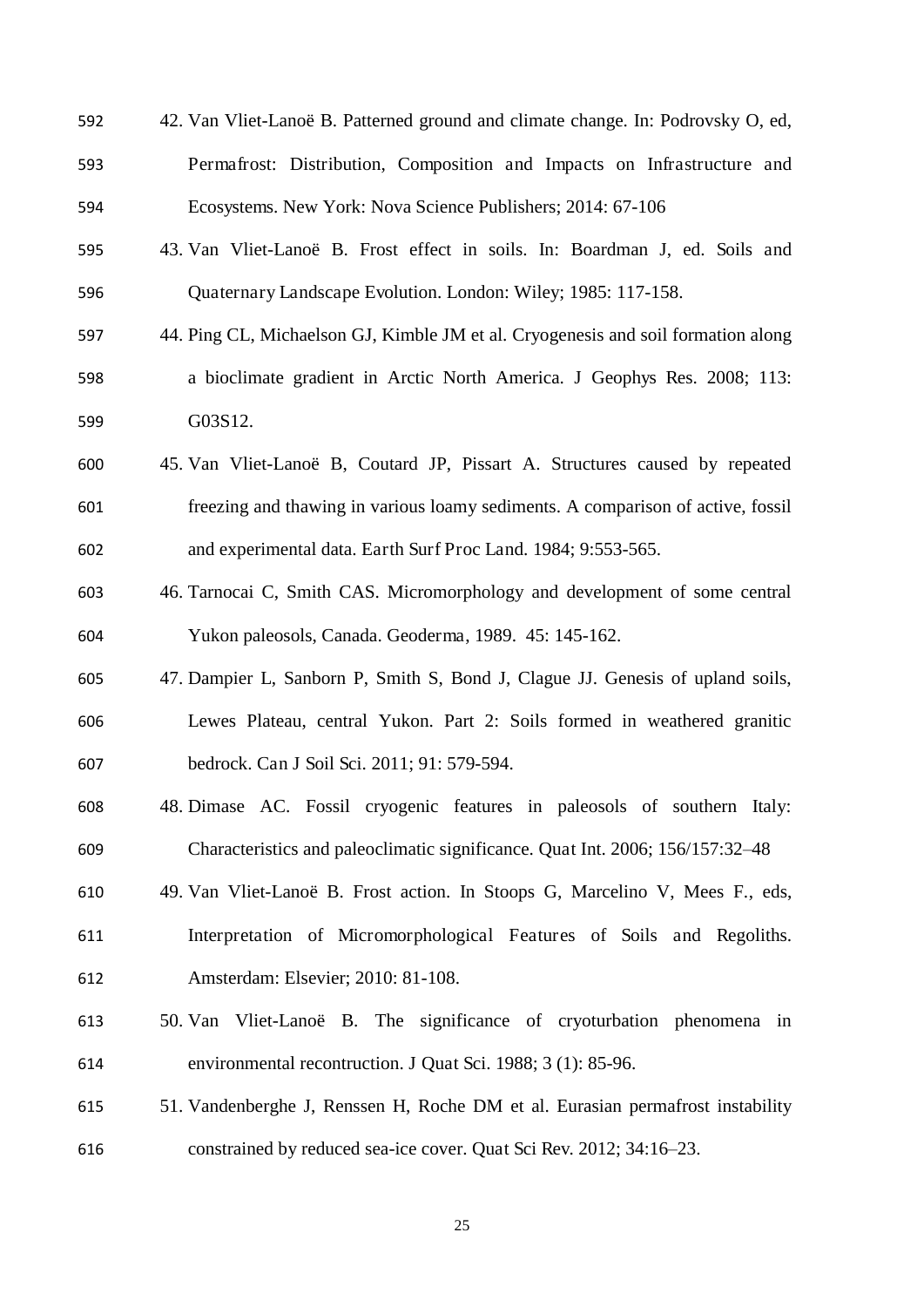42. Van Vliet-Lanoë B. Patterned ground and climate change. In: Podrovsky O, ed, Permafrost: Distribution, Composition and Impacts on Infrastructure and Ecosystems. New York: Nova Science Publishers; 2014: 67-106
43. Van Vliet-Lanoë B. Frost effect in soils. In: Boardman J, ed. Soils and Quaternary Landscape Evolution. London: Wiley; 1985: 117-158.
44. Ping CL, Michaelson GJ, Kimble JM et al. Cryogenesis and soil formation along a bioclimate gradient in Arctic North America. J Geophys Res. 2008; 113: G03S12.
45. Van Vliet-Lanoë B, Coutard JP, Pissart A. Structures caused by repeated freezing and thawing in various loamy sediments. A comparison of active, fossil and experimental data. Earth Surf Proc Land. 1984; 9:553-565.
46. Tarnocai C, Smith CAS. Micromorphology and development of some central Yukon paleosols, Canada. Geoderma, 1989. 45: 145-162.
47. Dampier L, Sanborn P, Smith S, Bond J, Clague JJ. Genesis of upland soils, Lewes Plateau, central Yukon. Part 2: Soils formed in weathered granitic bedrock. Can J Soil Sci. 2011; 91: 579-594.
48. Dimase AC. Fossil cryogenic features in paleosols of southern Italy: Characteristics and paleoclimatic significance. Quat Int. 2006; 156/157:32–48
49. Van Vliet-Lanoë B. Frost action. In Stoops G, Marcelino V, Mees F., eds, Interpretation of Micromorphological Features of Soils and Regoliths. Amsterdam: Elsevier; 2010: 81-108.
50. Van Vliet-Lanoë B. The significance of cryoturbation phenomena in environmental recontruction. J Quat Sci. 1988; 3 (1): 85-96.
51. Vandenberghe J, Renssen H, Roche DM et al. Eurasian permafrost instability constrained by reduced sea-ice cover. Quat Sci Rev. 2012; 34:16–23.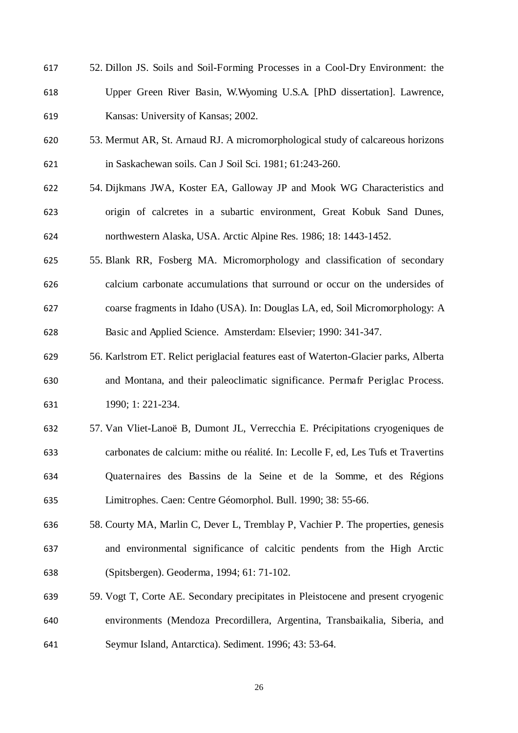52. Dillon JS. Soils and Soil-Forming Processes in a Cool-Dry Environment: the Upper Green River Basin, W.Wyoming U.S.A. [PhD dissertation]. Lawrence, Kansas: University of Kansas; 2002.

53. Mermut AR, St. Arnaud RJ. A micromorphological study of calcareous horizons in Saskachewan soils. Can J Soil Sci. 1981; 61:243-260.

54. Dijkmans JWA, Koster EA, Galloway JP and Mook WG Characteristics and origin of calcretes in a subartic environment, Great Kobuk Sand Dunes, northwestern Alaska, USA. Arctic Alpine Res. 1986; 18: 1443-1452.

55. Blank RR, Fosberg MA. Micromorphology and classification of secondary calcium carbonate accumulations that surround or occur on the undersides of coarse fragments in Idaho (USA). In: Douglas LA, ed, Soil Micromorphology: A Basic and Applied Science. Amsterdam: Elsevier; 1990: 341-347.

56. Karlstrom ET. Relict periglacial features east of Waterton-Glacier parks, Alberta and Montana, and their paleoclimatic significance. Permafr Periglac Process. 1990; 1: 221-234.

57. Van Vliet-Lanoë B, Dumont JL, Verrecchia E. Précipitations cryogeniques de carbonates de calcium: mithe ou réalité. In: Lecolle F, ed, Les Tufs et Travertins Quaternaires des Bassins de la Seine et de la Somme, et des Régions Limitrophes. Caen: Centre Géomorphol. Bull. 1990; 38: 55-66.

58. Courty MA, Marlin C, Dever L, Tremblay P, Vachier P. The properties, genesis and environmental significance of calcitic pendents from the High Arctic (Spitsbergen). Geoderma, 1994; 61: 71-102.

59. Vogt T, Corte AE. Secondary precipitates in Pleistocene and present cryogenic environments (Mendoza Precordillera, Argentina, Transbaikalia, Siberia, and Seymur Island, Antarctica). Sediment. 1996; 43: 53-64.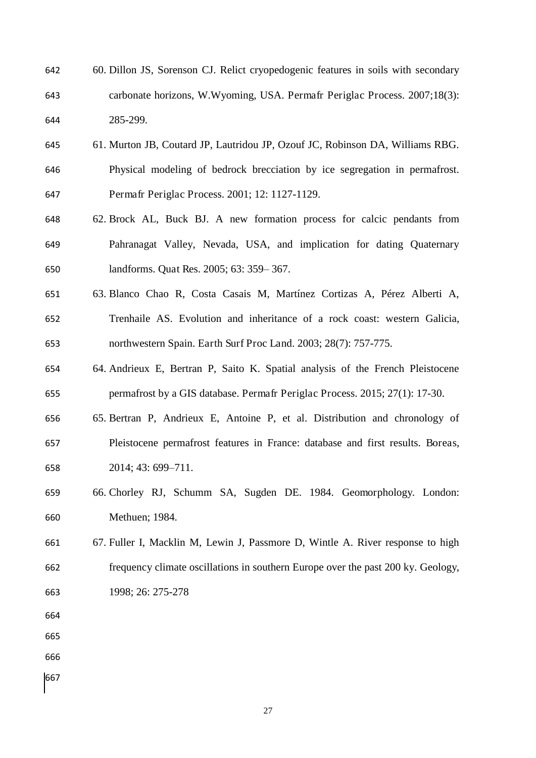60. Dillon JS, Sorenson CJ. Relict cryopedogenic features in soils with secondary carbonate horizons, W.Wyoming, USA. Permafr Periglac Process. 2007;18(3): 285-299.
61. Murton JB, Coutard JP, Lautridou JP, Ozouf JC, Robinson DA, Williams RBG. Physical modeling of bedrock brecciation by ice segregation in permafrost. Permafr Periglac Process. 2001; 12: 1127-1129.
62. Brock AL, Buck BJ. A new formation process for calcic pendants from Pahranagat Valley, Nevada, USA, and implication for dating Quaternary landforms. Quat Res. 2005; 63: 359– 367.
63. Blanco Chao R, Costa Casais M, Martínez Cortizas A, Pérez Alberti A, Trenhaile AS. Evolution and inheritance of a rock coast: western Galicia, northwestern Spain. Earth Surf Proc Land. 2003; 28(7): 757-775.
64. Andrieux E, Bertran P, Saito K. Spatial analysis of the French Pleistocene permafrost by a GIS database. Permafr Periglac Process. 2015; 27(1): 17-30.
65. Bertran P, Andrieux E, Antoine P, et al. Distribution and chronology of Pleistocene permafrost features in France: database and first results. Boreas, 2014; 43: 699–711.
66. Chorley RJ, Schumm SA, Sugden DE. 1984. Geomorphology. London: Methuen; 1984.
67. Fuller I, Macklin M, Lewin J, Passmore D, Wintle A. River response to high frequency climate oscillations in southern Europe over the past 200 ky. Geology, 1998; 26: 275-278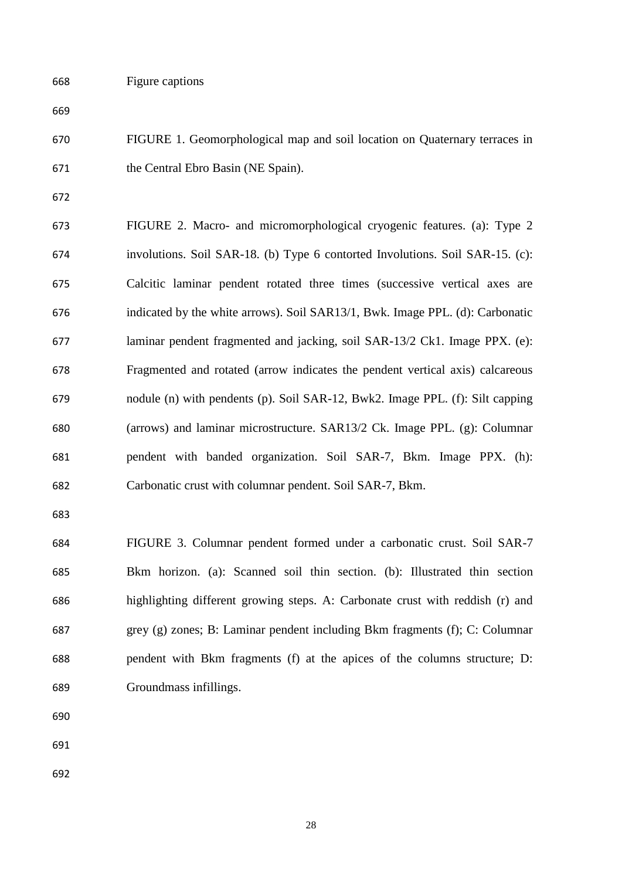Figure captions

FIGURE 1. Geomorphological map and soil location on Quaternary terraces in the Central Ebro Basin (NE Spain).

FIGURE 2. Macro- and micromorphological cryogenic features. (a): Type 2 involutions. Soil SAR-18. (b) Type 6 contorted Involutions. Soil SAR-15. (c): Calcitic laminar pendent rotated three times (successive vertical axes are indicated by the white arrows). Soil SAR13/1, Bwk. Image PPL. (d): Carbonatic laminar pendent fragmented and jacking, soil SAR-13/2 Ck1. Image PPX. (e): Fragmented and rotated (arrow indicates the pendent vertical axis) calcareous nodule (n) with pendents (p). Soil SAR-12, Bwk2. Image PPL. (f): Silt capping (arrows) and laminar microstructure. SAR13/2 Ck. Image PPL. (g): Columnar pendent with banded organization. Soil SAR-7, Bkm. Image PPX. (h): Carbonatic crust with columnar pendent. Soil SAR-7, Bkm.

FIGURE 3. Columnar pendent formed under a carbonatic crust. Soil SAR-7 Bkm horizon. (a): Scanned soil thin section. (b): Illustrated thin section highlighting different growing steps. A: Carbonate crust with reddish (r) and grey (g) zones; B: Laminar pendent including Bkm fragments (f); C: Columnar pendent with Bkm fragments (f) at the apices of the columns structure; D: Groundmass infillings.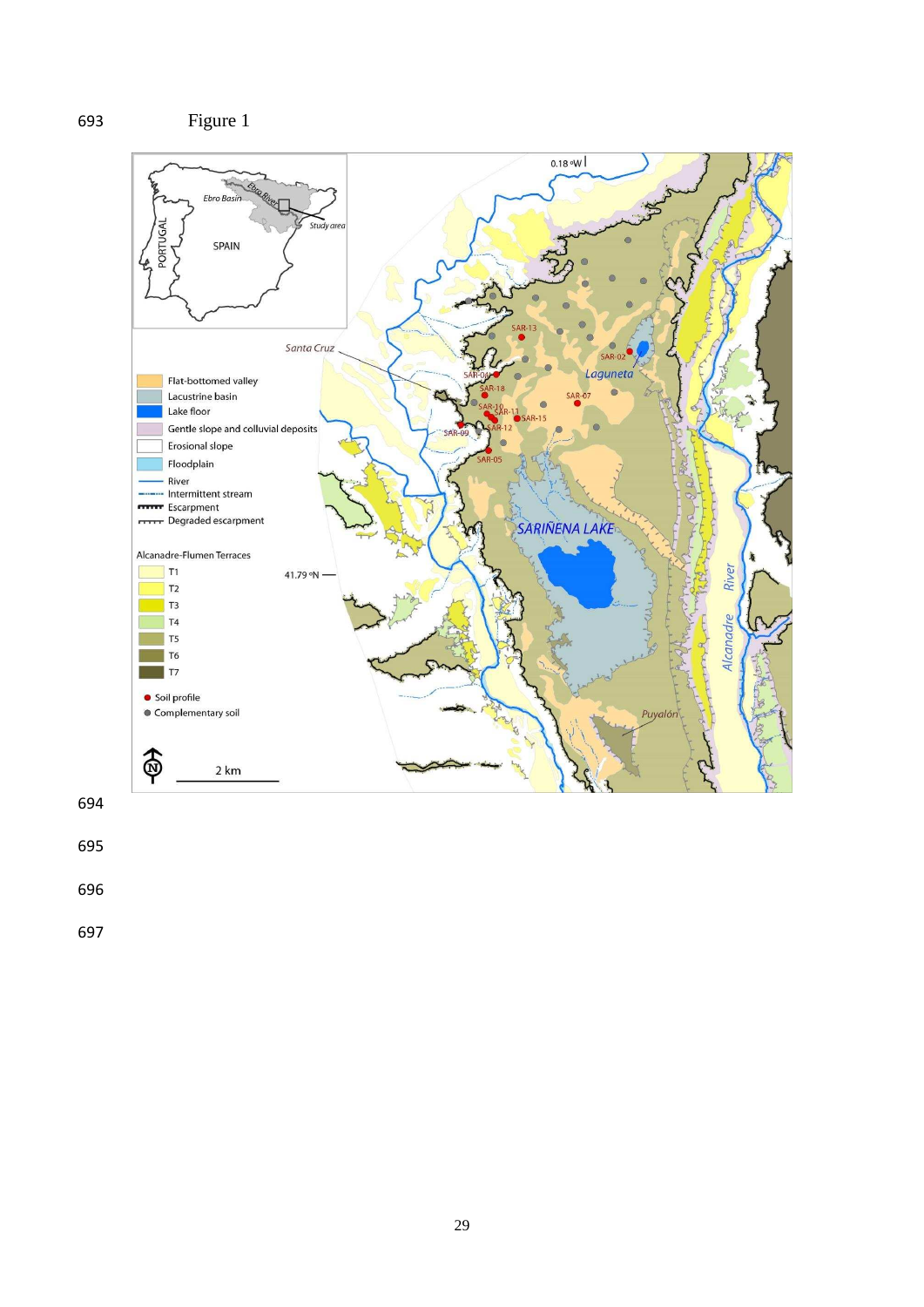Figure 1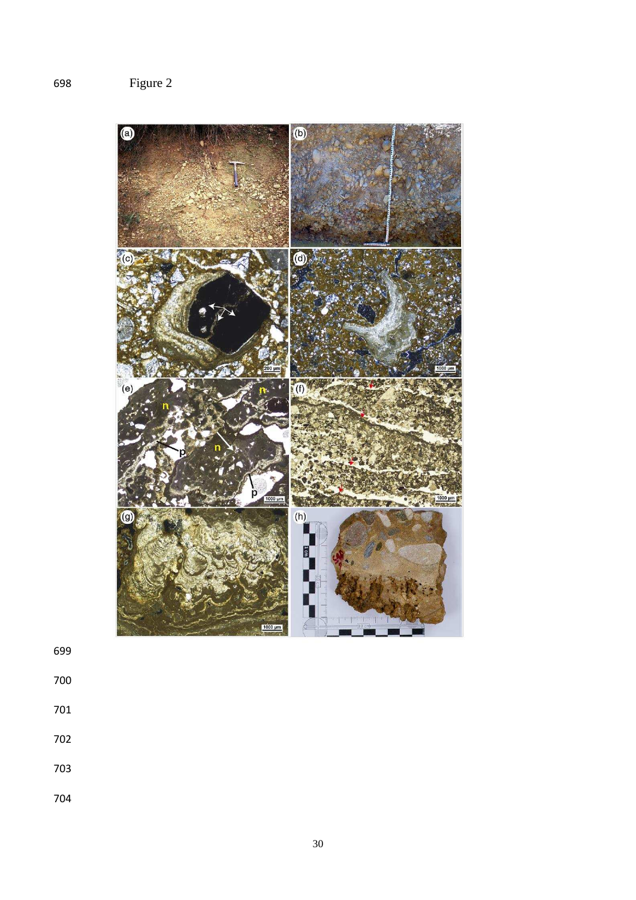Figure 2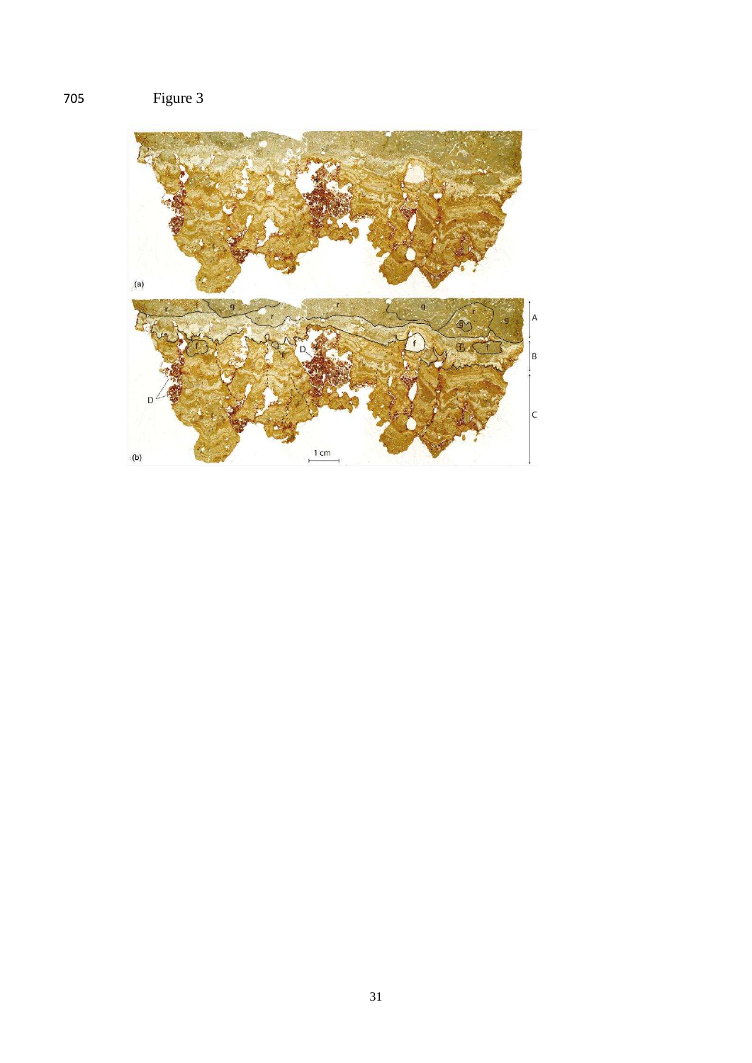Figure 3

(a)

r g r r g r g g

A

f D f f f f

B

D

C

1 cm

(b)